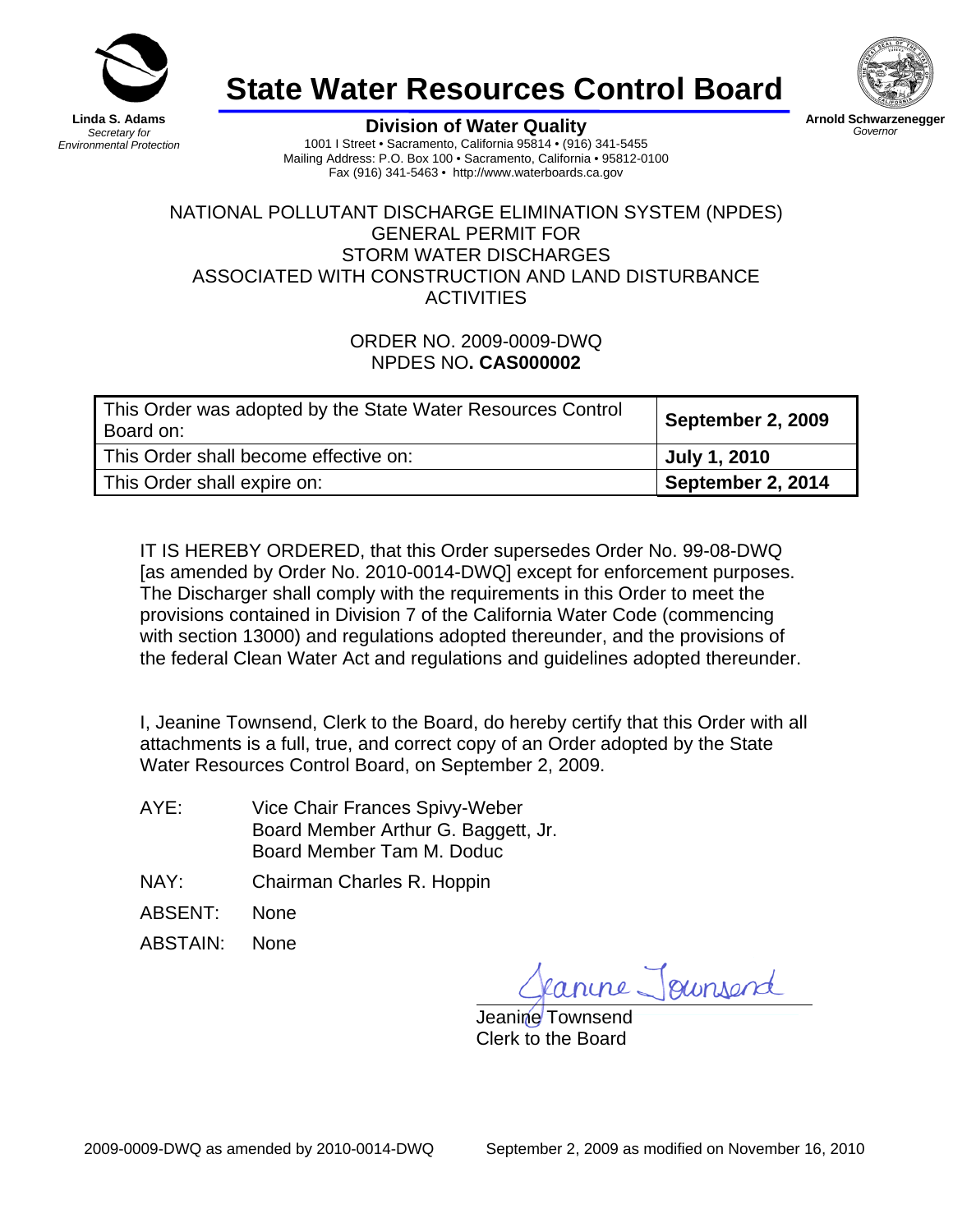**Linda S. Adams**
*Secretary for Environmental Protection*

# State Water Resources Control Board

**Arnold Schwarzenegger**
*Governor*

**Division of Water Quality**

1001 I Street • Sacramento, California 95814 • (916) 341-5455
Mailing Address: P.O. Box 100 • Sacramento, California • 95812-0100
Fax (916) 341-5463 • http://www.waterboards.ca.gov

## NATIONAL POLLUTANT DISCHARGE ELIMINATION SYSTEM (NPDES) GENERAL PERMIT FOR STORM WATER DISCHARGES ASSOCIATED WITH CONSTRUCTION AND LAND DISTURBANCE ACTIVITIES

ORDER NO. 2009-0009-DWQ
NPDES NO. **CAS000002**

| This Order was adopted by the State Water Resources Control Board on: | **September 2, 2009** |
|---|---|
| This Order shall become effective on: | **July 1, 2010** |
| This Order shall expire on: | **September 2, 2014** |

IT IS HEREBY ORDERED, that this Order supersedes Order No. 99-08-DWQ [as amended by Order No. 2010-0014-DWQ] except for enforcement purposes. The Discharger shall comply with the requirements in this Order to meet the provisions contained in Division 7 of the California Water Code (commencing with section 13000) and regulations adopted thereunder, and the provisions of the federal Clean Water Act and regulations and guidelines adopted thereunder.

I, Jeanine Townsend, Clerk to the Board, do hereby certify that this Order with all attachments is a full, true, and correct copy of an Order adopted by the State Water Resources Control Board, on September 2, 2009.

AYE: Vice Chair Frances Spivy-Weber
Board Member Arthur G. Baggett, Jr.
Board Member Tam M. Doduc

NAY: Chairman Charles R. Hoppin

ABSENT: None

ABSTAIN: None

Jeanine Townsend
Clerk to the Board

2009-0009-DWQ as amended by 2010-0014-DWQ — September 2, 2009 as modified on November 16, 2010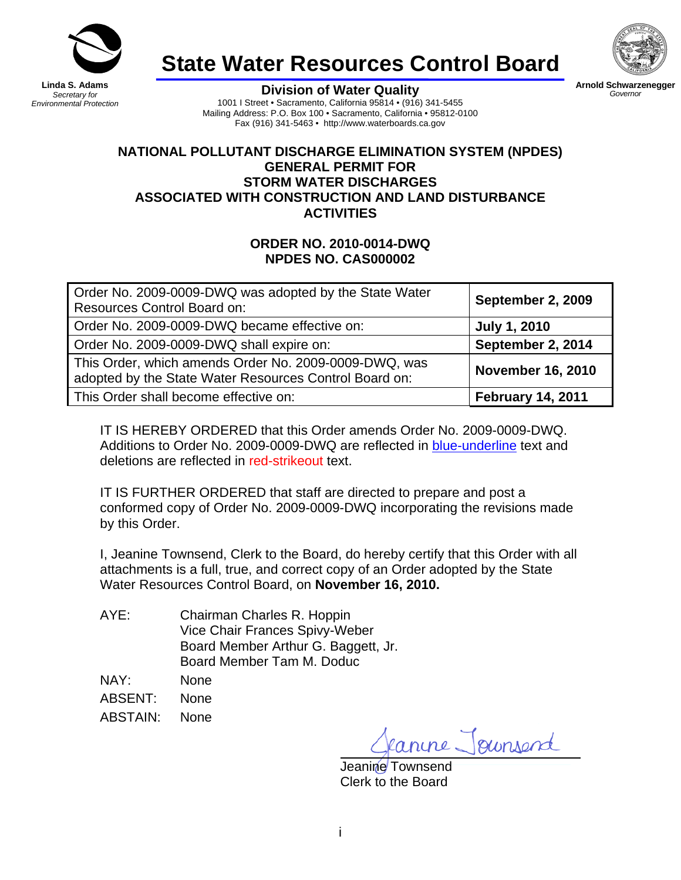# State Water Resources Control Board

**Linda S. Adams**
*Secretary for Environmental Protection*

**Arnold Schwarzenegger**
*Governor*

**Division of Water Quality**
1001 I Street • Sacramento, California 95814 • (916) 341-5455
Mailing Address: P.O. Box 100 • Sacramento, California • 95812-0100
Fax (916) 341-5463 • http://www.waterboards.ca.gov

## NATIONAL POLLUTANT DISCHARGE ELIMINATION SYSTEM (NPDES) GENERAL PERMIT FOR STORM WATER DISCHARGES ASSOCIATED WITH CONSTRUCTION AND LAND DISTURBANCE ACTIVITIES

## ORDER NO. 2010-0014-DWQ
## NPDES NO. CAS000002

| | |
|---|---|
| Order No. 2009-0009-DWQ was adopted by the State Water Resources Control Board on: | **September 2, 2009** |
| Order No. 2009-0009-DWQ became effective on: | **July 1, 2010** |
| Order No. 2009-0009-DWQ shall expire on: | **September 2, 2014** |
| This Order, which amends Order No. 2009-0009-DWQ, was adopted by the State Water Resources Control Board on: | **November 16, 2010** |
| This Order shall become effective on: | **February 14, 2011** |

IT IS HEREBY ORDERED that this Order amends Order No. 2009-0009-DWQ. Additions to Order No. 2009-0009-DWQ are reflected in blue-underline text and deletions are reflected in red-strikeout text.

IT IS FURTHER ORDERED that staff are directed to prepare and post a conformed copy of Order No. 2009-0009-DWQ incorporating the revisions made by this Order.

I, Jeanine Townsend, Clerk to the Board, do hereby certify that this Order with all attachments is a full, true, and correct copy of an Order adopted by the State Water Resources Control Board, on **November 16, 2010.**

AYE: Chairman Charles R. Hoppin
Vice Chair Frances Spivy-Weber
Board Member Arthur G. Baggett, Jr.
Board Member Tam M. Doduc

NAY: None

ABSENT: None

ABSTAIN: None

Jeanine Townsend
Clerk to the Board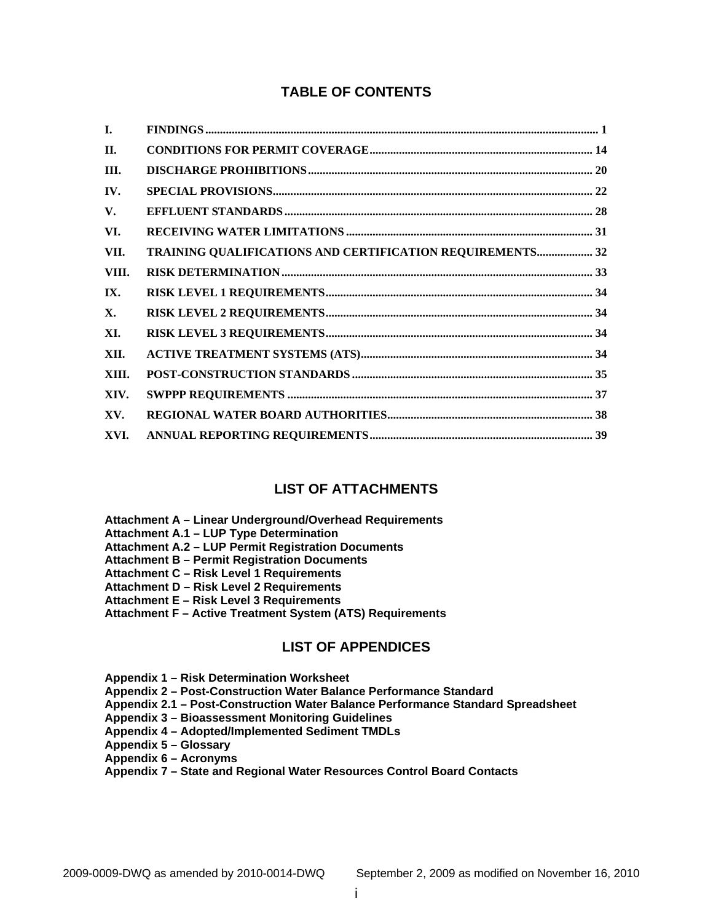## TABLE OF CONTENTS

| | | |
|---|---|---|
| I. | FINDINGS | 1 |
| II. | CONDITIONS FOR PERMIT COVERAGE | 14 |
| III. | DISCHARGE PROHIBITIONS | 20 |
| IV. | SPECIAL PROVISIONS | 22 |
| V. | EFFLUENT STANDARDS | 28 |
| VI. | RECEIVING WATER LIMITATIONS | 31 |
| VII. | TRAINING QUALIFICATIONS AND CERTIFICATION REQUIREMENTS | 32 |
| VIII. | RISK DETERMINATION | 33 |
| IX. | RISK LEVEL 1 REQUIREMENTS | 34 |
| X. | RISK LEVEL 2 REQUIREMENTS | 34 |
| XI. | RISK LEVEL 3 REQUIREMENTS | 34 |
| XII. | ACTIVE TREATMENT SYSTEMS (ATS) | 34 |
| XIII. | POST-CONSTRUCTION STANDARDS | 35 |
| XIV. | SWPPP REQUIREMENTS | 37 |
| XV. | REGIONAL WATER BOARD AUTHORITIES | 38 |
| XVI. | ANNUAL REPORTING REQUIREMENTS | 39 |

## LIST OF ATTACHMENTS

**Attachment A – Linear Underground/Overhead Requirements**
**Attachment A.1 – LUP Type Determination**
**Attachment A.2 – LUP Permit Registration Documents**
**Attachment B – Permit Registration Documents**
**Attachment C – Risk Level 1 Requirements**
**Attachment D – Risk Level 2 Requirements**
**Attachment E – Risk Level 3 Requirements**
**Attachment F – Active Treatment System (ATS) Requirements**

## LIST OF APPENDICES

**Appendix 1 – Risk Determination Worksheet**
**Appendix 2 – Post-Construction Water Balance Performance Standard**
**Appendix 2.1 – Post-Construction Water Balance Performance Standard Spreadsheet**
**Appendix 3 – Bioassessment Monitoring Guidelines**
**Appendix 4 – Adopted/Implemented Sediment TMDLs**
**Appendix 5 – Glossary**
**Appendix 6 – Acronyms**
**Appendix 7 – State and Regional Water Resources Control Board Contacts**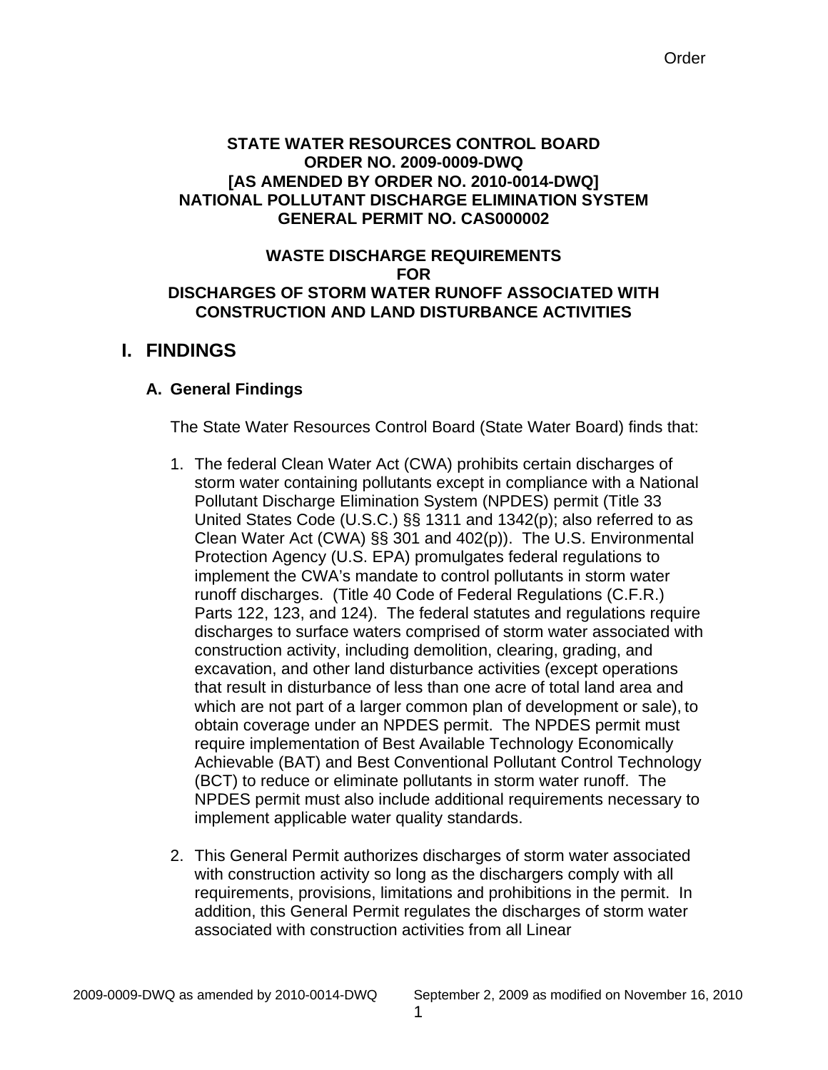**STATE WATER RESOURCES CONTROL BOARD**
**ORDER NO. 2009-0009-DWQ**
**[AS AMENDED BY ORDER NO. 2010-0014-DWQ]**
**NATIONAL POLLUTANT DISCHARGE ELIMINATION SYSTEM**
**GENERAL PERMIT NO. CAS000002**

**WASTE DISCHARGE REQUIREMENTS**
**FOR**
**DISCHARGES OF STORM WATER RUNOFF ASSOCIATED WITH CONSTRUCTION AND LAND DISTURBANCE ACTIVITIES**

# I. FINDINGS

## A. General Findings

The State Water Resources Control Board (State Water Board) finds that:

1. The federal Clean Water Act (CWA) prohibits certain discharges of storm water containing pollutants except in compliance with a National Pollutant Discharge Elimination System (NPDES) permit (Title 33 United States Code (U.S.C.) §§ 1311 and 1342(p); also referred to as Clean Water Act (CWA) §§ 301 and 402(p)). The U.S. Environmental Protection Agency (U.S. EPA) promulgates federal regulations to implement the CWA's mandate to control pollutants in storm water runoff discharges. (Title 40 Code of Federal Regulations (C.F.R.) Parts 122, 123, and 124). The federal statutes and regulations require discharges to surface waters comprised of storm water associated with construction activity, including demolition, clearing, grading, and excavation, and other land disturbance activities (except operations that result in disturbance of less than one acre of total land area and which are not part of a larger common plan of development or sale), to obtain coverage under an NPDES permit. The NPDES permit must require implementation of Best Available Technology Economically Achievable (BAT) and Best Conventional Pollutant Control Technology (BCT) to reduce or eliminate pollutants in storm water runoff. The NPDES permit must also include additional requirements necessary to implement applicable water quality standards.

2. This General Permit authorizes discharges of storm water associated with construction activity so long as the dischargers comply with all requirements, provisions, limitations and prohibitions in the permit. In addition, this General Permit regulates the discharges of storm water associated with construction activities from all Linear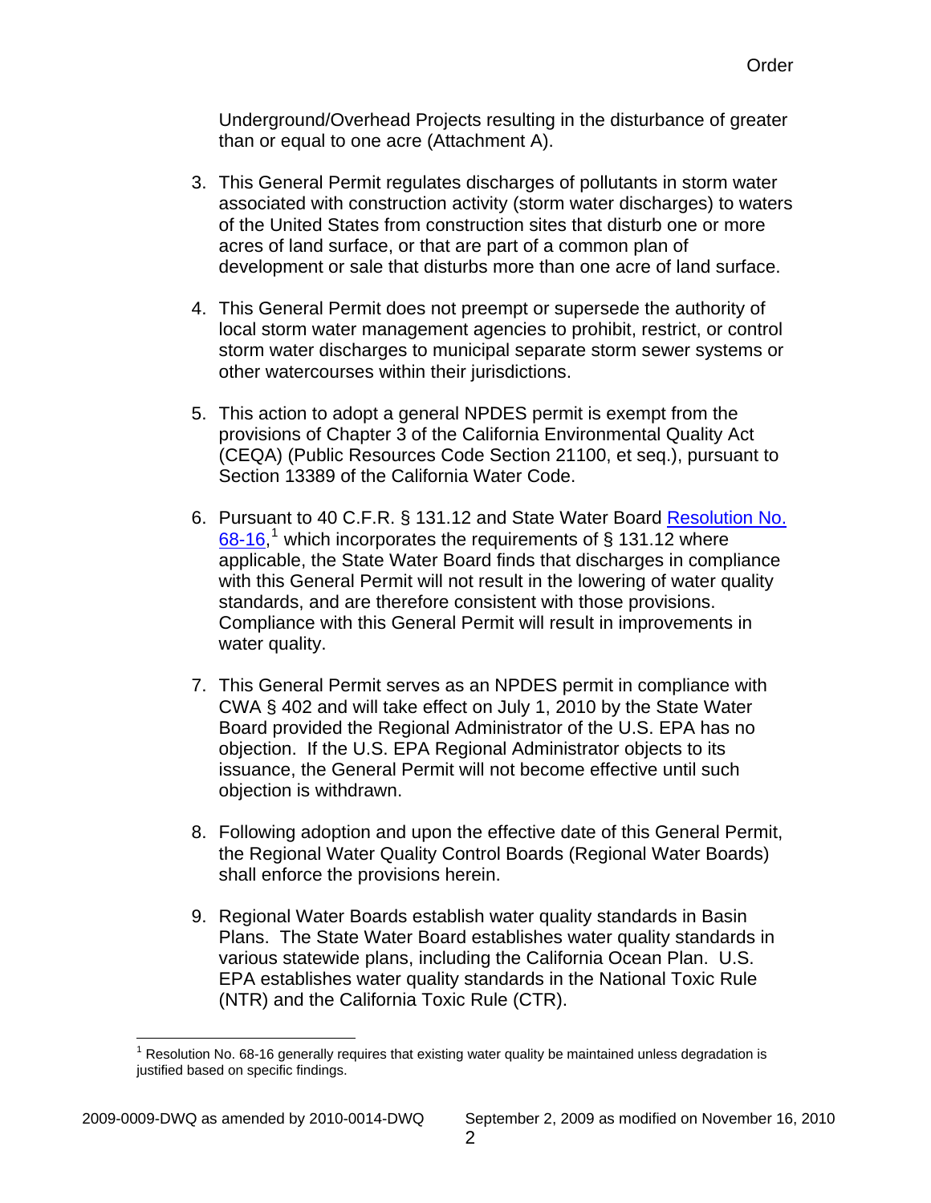Underground/Overhead Projects resulting in the disturbance of greater than or equal to one acre (Attachment A).

3. This General Permit regulates discharges of pollutants in storm water associated with construction activity (storm water discharges) to waters of the United States from construction sites that disturb one or more acres of land surface, or that are part of a common plan of development or sale that disturbs more than one acre of land surface.

4. This General Permit does not preempt or supersede the authority of local storm water management agencies to prohibit, restrict, or control storm water discharges to municipal separate storm sewer systems or other watercourses within their jurisdictions.

5. This action to adopt a general NPDES permit is exempt from the provisions of Chapter 3 of the California Environmental Quality Act (CEQA) (Public Resources Code Section 21100, et seq.), pursuant to Section 13389 of the California Water Code.

6. Pursuant to 40 C.F.R. § 131.12 and State Water Board Resolution No. 68-16,[1] which incorporates the requirements of § 131.12 where applicable, the State Water Board finds that discharges in compliance with this General Permit will not result in the lowering of water quality standards, and are therefore consistent with those provisions. Compliance with this General Permit will result in improvements in water quality.

7. This General Permit serves as an NPDES permit in compliance with CWA § 402 and will take effect on July 1, 2010 by the State Water Board provided the Regional Administrator of the U.S. EPA has no objection. If the U.S. EPA Regional Administrator objects to its issuance, the General Permit will not become effective until such objection is withdrawn.

8. Following adoption and upon the effective date of this General Permit, the Regional Water Quality Control Boards (Regional Water Boards) shall enforce the provisions herein.

9. Regional Water Boards establish water quality standards in Basin Plans. The State Water Board establishes water quality standards in various statewide plans, including the California Ocean Plan. U.S. EPA establishes water quality standards in the National Toxic Rule (NTR) and the California Toxic Rule (CTR).

[1] Resolution No. 68-16 generally requires that existing water quality be maintained unless degradation is justified based on specific findings.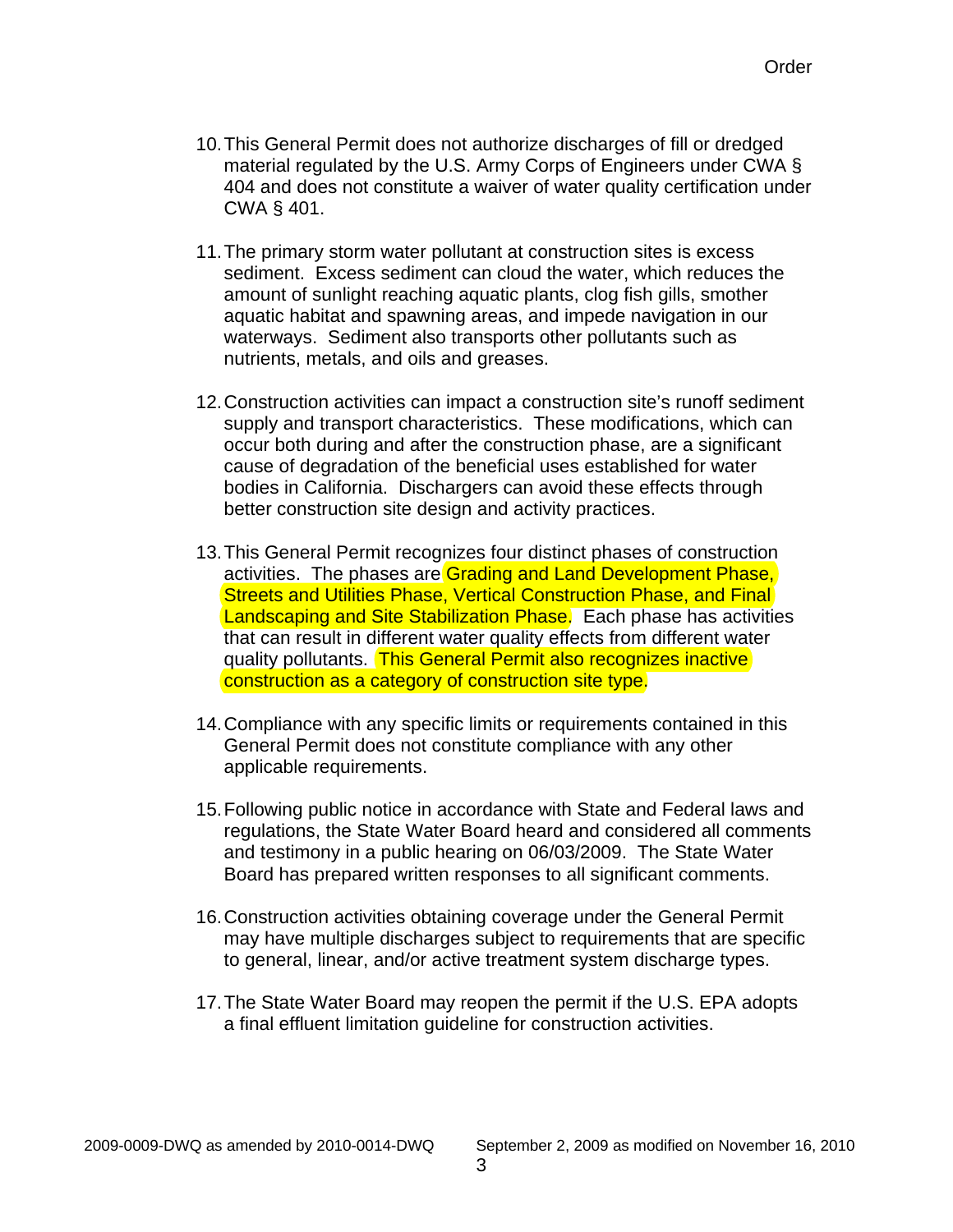10. This General Permit does not authorize discharges of fill or dredged material regulated by the U.S. Army Corps of Engineers under CWA § 404 and does not constitute a waiver of water quality certification under CWA § 401.

11. The primary storm water pollutant at construction sites is excess sediment. Excess sediment can cloud the water, which reduces the amount of sunlight reaching aquatic plants, clog fish gills, smother aquatic habitat and spawning areas, and impede navigation in our waterways. Sediment also transports other pollutants such as nutrients, metals, and oils and greases.

12. Construction activities can impact a construction site's runoff sediment supply and transport characteristics. These modifications, which can occur both during and after the construction phase, are a significant cause of degradation of the beneficial uses established for water bodies in California. Dischargers can avoid these effects through better construction site design and activity practices.

13. This General Permit recognizes four distinct phases of construction activities. The phases are Grading and Land Development Phase, Streets and Utilities Phase, Vertical Construction Phase, and Final Landscaping and Site Stabilization Phase. Each phase has activities that can result in different water quality effects from different water quality pollutants. This General Permit also recognizes inactive construction as a category of construction site type.

14. Compliance with any specific limits or requirements contained in this General Permit does not constitute compliance with any other applicable requirements.

15. Following public notice in accordance with State and Federal laws and regulations, the State Water Board heard and considered all comments and testimony in a public hearing on 06/03/2009. The State Water Board has prepared written responses to all significant comments.

16. Construction activities obtaining coverage under the General Permit may have multiple discharges subject to requirements that are specific to general, linear, and/or active treatment system discharge types.

17. The State Water Board may reopen the permit if the U.S. EPA adopts a final effluent limitation guideline for construction activities.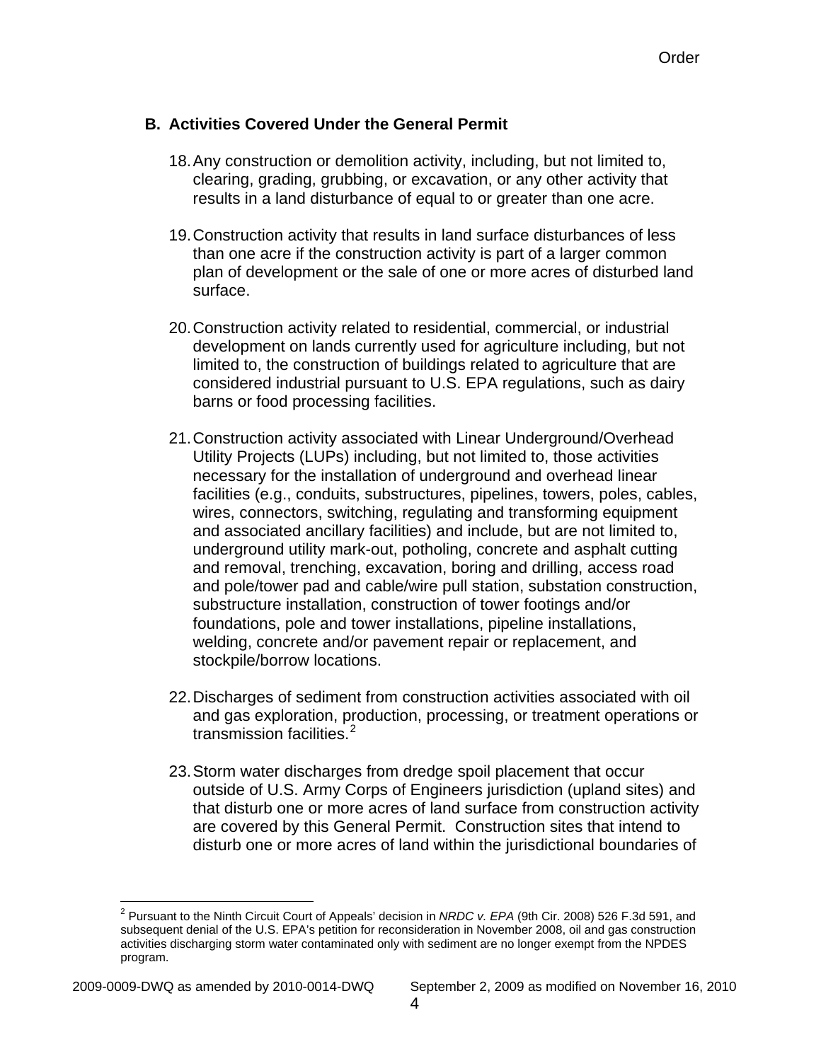## B. Activities Covered Under the General Permit

18. Any construction or demolition activity, including, but not limited to, clearing, grading, grubbing, or excavation, or any other activity that results in a land disturbance of equal to or greater than one acre.

19. Construction activity that results in land surface disturbances of less than one acre if the construction activity is part of a larger common plan of development or the sale of one or more acres of disturbed land surface.

20. Construction activity related to residential, commercial, or industrial development on lands currently used for agriculture including, but not limited to, the construction of buildings related to agriculture that are considered industrial pursuant to U.S. EPA regulations, such as dairy barns or food processing facilities.

21. Construction activity associated with Linear Underground/Overhead Utility Projects (LUPs) including, but not limited to, those activities necessary for the installation of underground and overhead linear facilities (e.g., conduits, substructures, pipelines, towers, poles, cables, wires, connectors, switching, regulating and transforming equipment and associated ancillary facilities) and include, but are not limited to, underground utility mark-out, potholing, concrete and asphalt cutting and removal, trenching, excavation, boring and drilling, access road and pole/tower pad and cable/wire pull station, substation construction, substructure installation, construction of tower footings and/or foundations, pole and tower installations, pipeline installations, welding, concrete and/or pavement repair or replacement, and stockpile/borrow locations.

22. Discharges of sediment from construction activities associated with oil and gas exploration, production, processing, or treatment operations or transmission facilities.[2]

23. Storm water discharges from dredge spoil placement that occur outside of U.S. Army Corps of Engineers jurisdiction (upland sites) and that disturb one or more acres of land surface from construction activity are covered by this General Permit. Construction sites that intend to disturb one or more acres of land within the jurisdictional boundaries of

---

[2] Pursuant to the Ninth Circuit Court of Appeals' decision in *NRDC v. EPA* (9th Cir. 2008) 526 F.3d 591, and subsequent denial of the U.S. EPA's petition for reconsideration in November 2008, oil and gas construction activities discharging storm water contaminated only with sediment are no longer exempt from the NPDES program.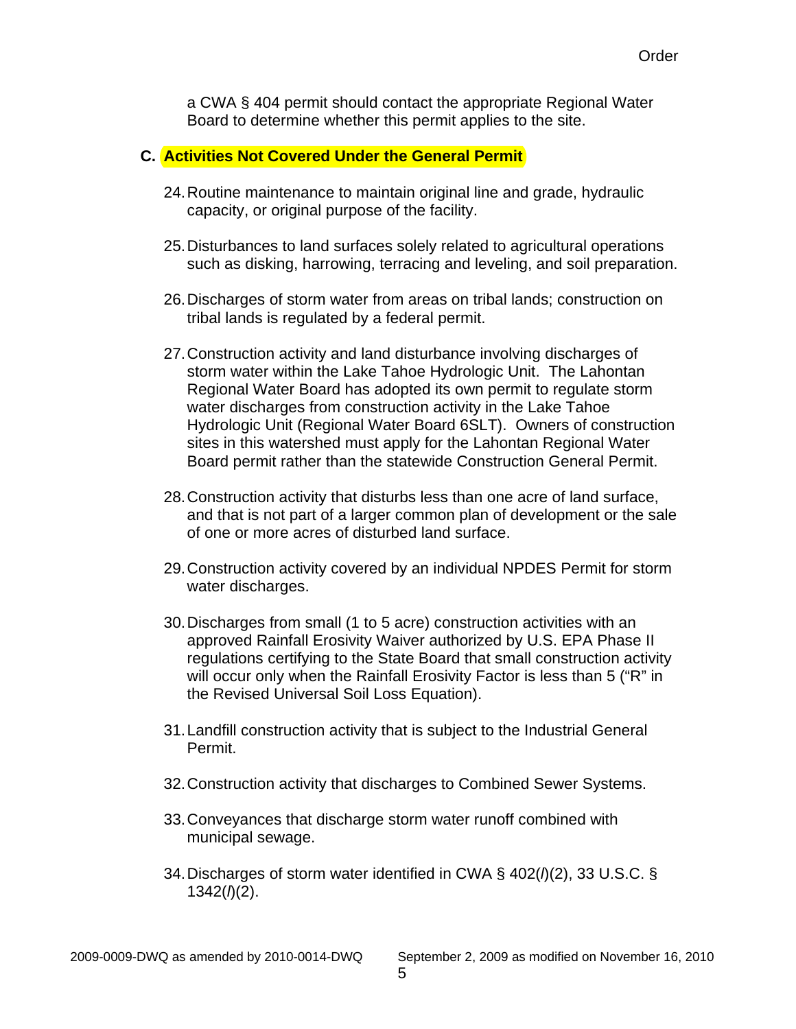a CWA § 404 permit should contact the appropriate Regional Water Board to determine whether this permit applies to the site.

## C. Activities Not Covered Under the General Permit

24. Routine maintenance to maintain original line and grade, hydraulic capacity, or original purpose of the facility.

25. Disturbances to land surfaces solely related to agricultural operations such as disking, harrowing, terracing and leveling, and soil preparation.

26. Discharges of storm water from areas on tribal lands; construction on tribal lands is regulated by a federal permit.

27. Construction activity and land disturbance involving discharges of storm water within the Lake Tahoe Hydrologic Unit. The Lahontan Regional Water Board has adopted its own permit to regulate storm water discharges from construction activity in the Lake Tahoe Hydrologic Unit (Regional Water Board 6SLT). Owners of construction sites in this watershed must apply for the Lahontan Regional Water Board permit rather than the statewide Construction General Permit.

28. Construction activity that disturbs less than one acre of land surface, and that is not part of a larger common plan of development or the sale of one or more acres of disturbed land surface.

29. Construction activity covered by an individual NPDES Permit for storm water discharges.

30. Discharges from small (1 to 5 acre) construction activities with an approved Rainfall Erosivity Waiver authorized by U.S. EPA Phase II regulations certifying to the State Board that small construction activity will occur only when the Rainfall Erosivity Factor is less than 5 ("R" in the Revised Universal Soil Loss Equation).

31. Landfill construction activity that is subject to the Industrial General Permit.

32. Construction activity that discharges to Combined Sewer Systems.

33. Conveyances that discharge storm water runoff combined with municipal sewage.

34. Discharges of storm water identified in CWA § 402(*l*)(2), 33 U.S.C. § 1342(*l*)(2).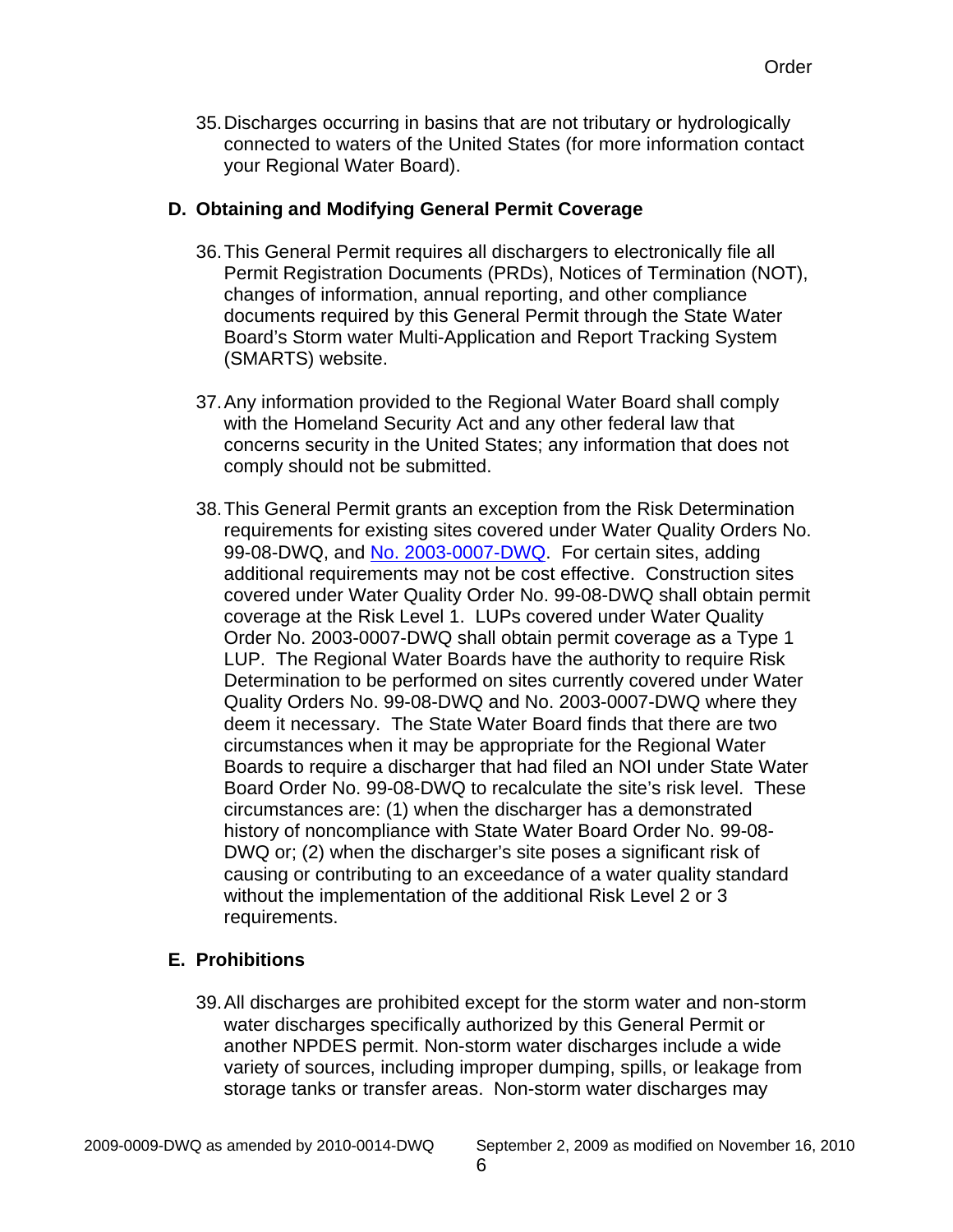35. Discharges occurring in basins that are not tributary or hydrologically connected to waters of the United States (for more information contact your Regional Water Board).

## D. Obtaining and Modifying General Permit Coverage

36. This General Permit requires all dischargers to electronically file all Permit Registration Documents (PRDs), Notices of Termination (NOT), changes of information, annual reporting, and other compliance documents required by this General Permit through the State Water Board's Storm water Multi-Application and Report Tracking System (SMARTS) website.

37. Any information provided to the Regional Water Board shall comply with the Homeland Security Act and any other federal law that concerns security in the United States; any information that does not comply should not be submitted.

38. This General Permit grants an exception from the Risk Determination requirements for existing sites covered under Water Quality Orders No. 99-08-DWQ, and No. 2003-0007-DWQ. For certain sites, adding additional requirements may not be cost effective. Construction sites covered under Water Quality Order No. 99-08-DWQ shall obtain permit coverage at the Risk Level 1. LUPs covered under Water Quality Order No. 2003-0007-DWQ shall obtain permit coverage as a Type 1 LUP. The Regional Water Boards have the authority to require Risk Determination to be performed on sites currently covered under Water Quality Orders No. 99-08-DWQ and No. 2003-0007-DWQ where they deem it necessary. The State Water Board finds that there are two circumstances when it may be appropriate for the Regional Water Boards to require a discharger that had filed an NOI under State Water Board Order No. 99-08-DWQ to recalculate the site's risk level. These circumstances are: (1) when the discharger has a demonstrated history of noncompliance with State Water Board Order No. 99-08-DWQ or; (2) when the discharger's site poses a significant risk of causing or contributing to an exceedance of a water quality standard without the implementation of the additional Risk Level 2 or 3 requirements.

## E. Prohibitions

39. All discharges are prohibited except for the storm water and non-storm water discharges specifically authorized by this General Permit or another NPDES permit. Non-storm water discharges include a wide variety of sources, including improper dumping, spills, or leakage from storage tanks or transfer areas. Non-storm water discharges may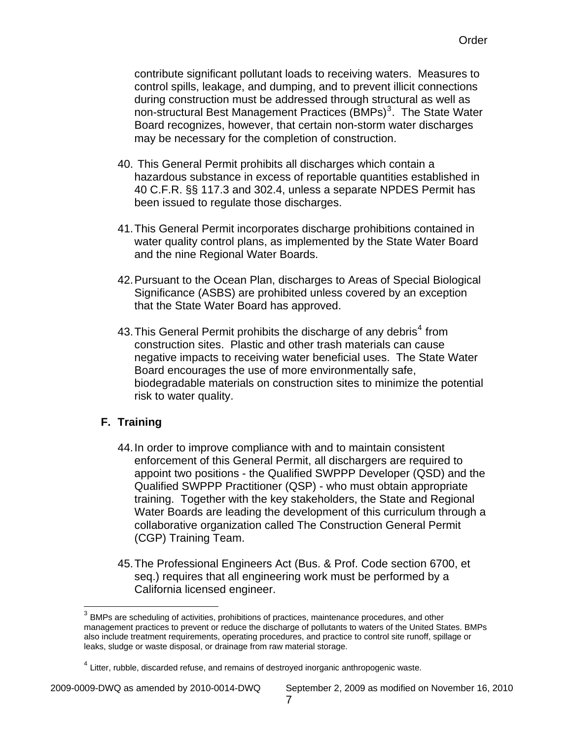contribute significant pollutant loads to receiving waters. Measures to control spills, leakage, and dumping, and to prevent illicit connections during construction must be addressed through structural as well as non-structural Best Management Practices (BMPs)[3]. The State Water Board recognizes, however, that certain non-storm water discharges may be necessary for the completion of construction.

40. This General Permit prohibits all discharges which contain a hazardous substance in excess of reportable quantities established in 40 C.F.R. §§ 117.3 and 302.4, unless a separate NPDES Permit has been issued to regulate those discharges.

41. This General Permit incorporates discharge prohibitions contained in water quality control plans, as implemented by the State Water Board and the nine Regional Water Boards.

42. Pursuant to the Ocean Plan, discharges to Areas of Special Biological Significance (ASBS) are prohibited unless covered by an exception that the State Water Board has approved.

43. This General Permit prohibits the discharge of any debris[4] from construction sites. Plastic and other trash materials can cause negative impacts to receiving water beneficial uses. The State Water Board encourages the use of more environmentally safe, biodegradable materials on construction sites to minimize the potential risk to water quality.

## F. Training

44. In order to improve compliance with and to maintain consistent enforcement of this General Permit, all dischargers are required to appoint two positions - the Qualified SWPPP Developer (QSD) and the Qualified SWPPP Practitioner (QSP) - who must obtain appropriate training. Together with the key stakeholders, the State and Regional Water Boards are leading the development of this curriculum through a collaborative organization called The Construction General Permit (CGP) Training Team.

45. The Professional Engineers Act (Bus. & Prof. Code section 6700, et seq.) requires that all engineering work must be performed by a California licensed engineer.

---

[3] BMPs are scheduling of activities, prohibitions of practices, maintenance procedures, and other management practices to prevent or reduce the discharge of pollutants to waters of the United States. BMPs also include treatment requirements, operating procedures, and practice to control site runoff, spillage or leaks, sludge or waste disposal, or drainage from raw material storage.

[4] Litter, rubble, discarded refuse, and remains of destroyed inorganic anthropogenic waste.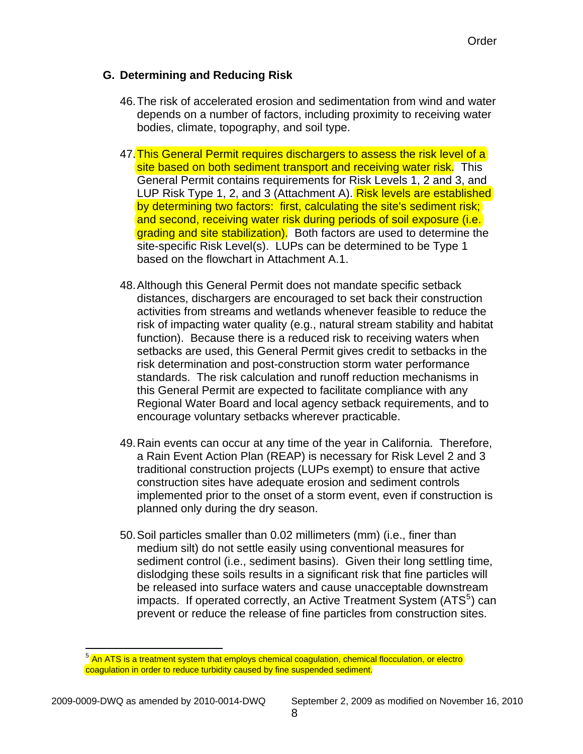## G. Determining and Reducing Risk

46. The risk of accelerated erosion and sedimentation from wind and water depends on a number of factors, including proximity to receiving water bodies, climate, topography, and soil type.

47. This General Permit requires dischargers to assess the risk level of a site based on both sediment transport and receiving water risk. This General Permit contains requirements for Risk Levels 1, 2 and 3, and LUP Risk Type 1, 2, and 3 (Attachment A). Risk levels are established by determining two factors: first, calculating the site's sediment risk; and second, receiving water risk during periods of soil exposure (i.e. grading and site stabilization). Both factors are used to determine the site-specific Risk Level(s). LUPs can be determined to be Type 1 based on the flowchart in Attachment A.1.

48. Although this General Permit does not mandate specific setback distances, dischargers are encouraged to set back their construction activities from streams and wetlands whenever feasible to reduce the risk of impacting water quality (e.g., natural stream stability and habitat function). Because there is a reduced risk to receiving waters when setbacks are used, this General Permit gives credit to setbacks in the risk determination and post-construction storm water performance standards. The risk calculation and runoff reduction mechanisms in this General Permit are expected to facilitate compliance with any Regional Water Board and local agency setback requirements, and to encourage voluntary setbacks wherever practicable.

49. Rain events can occur at any time of the year in California. Therefore, a Rain Event Action Plan (REAP) is necessary for Risk Level 2 and 3 traditional construction projects (LUPs exempt) to ensure that active construction sites have adequate erosion and sediment controls implemented prior to the onset of a storm event, even if construction is planned only during the dry season.

50. Soil particles smaller than 0.02 millimeters (mm) (i.e., finer than medium silt) do not settle easily using conventional measures for sediment control (i.e., sediment basins). Given their long settling time, dislodging these soils results in a significant risk that fine particles will be released into surface waters and cause unacceptable downstream impacts. If operated correctly, an Active Treatment System (ATS[5]) can prevent or reduce the release of fine particles from construction sites.

[5] An ATS is a treatment system that employs chemical coagulation, chemical flocculation, or electro coagulation in order to reduce turbidity caused by fine suspended sediment.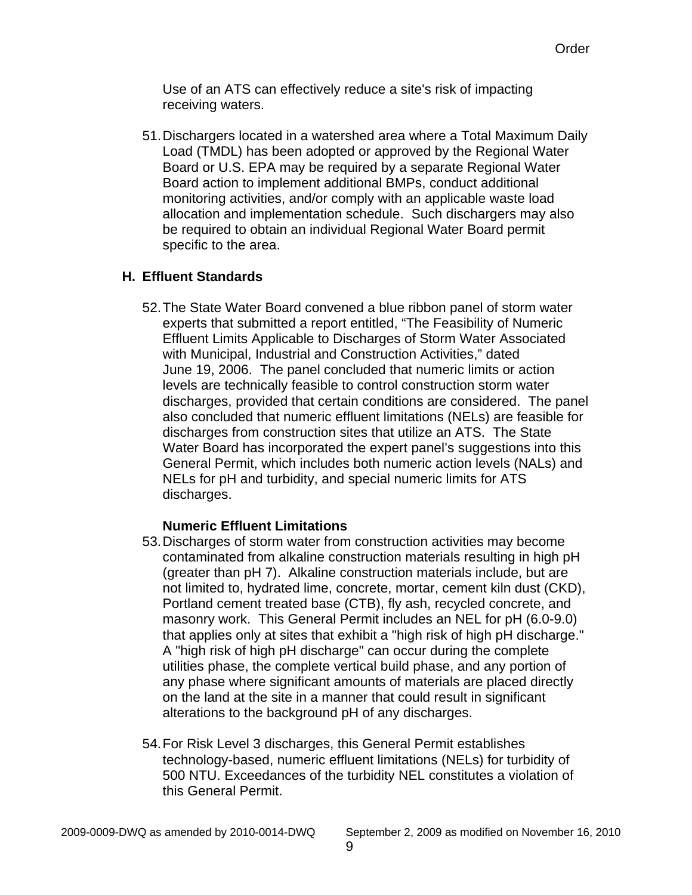Use of an ATS can effectively reduce a site's risk of impacting receiving waters.

51. Dischargers located in a watershed area where a Total Maximum Daily Load (TMDL) has been adopted or approved by the Regional Water Board or U.S. EPA may be required by a separate Regional Water Board action to implement additional BMPs, conduct additional monitoring activities, and/or comply with an applicable waste load allocation and implementation schedule. Such dischargers may also be required to obtain an individual Regional Water Board permit specific to the area.

## H. Effluent Standards

52. The State Water Board convened a blue ribbon panel of storm water experts that submitted a report entitled, "The Feasibility of Numeric Effluent Limits Applicable to Discharges of Storm Water Associated with Municipal, Industrial and Construction Activities," dated June 19, 2006. The panel concluded that numeric limits or action levels are technically feasible to control construction storm water discharges, provided that certain conditions are considered. The panel also concluded that numeric effluent limitations (NELs) are feasible for discharges from construction sites that utilize an ATS. The State Water Board has incorporated the expert panel's suggestions into this General Permit, which includes both numeric action levels (NALs) and NELs for pH and turbidity, and special numeric limits for ATS discharges.

**Numeric Effluent Limitations**

53. Discharges of storm water from construction activities may become contaminated from alkaline construction materials resulting in high pH (greater than pH 7). Alkaline construction materials include, but are not limited to, hydrated lime, concrete, mortar, cement kiln dust (CKD), Portland cement treated base (CTB), fly ash, recycled concrete, and masonry work. This General Permit includes an NEL for pH (6.0-9.0) that applies only at sites that exhibit a "high risk of high pH discharge." A "high risk of high pH discharge" can occur during the complete utilities phase, the complete vertical build phase, and any portion of any phase where significant amounts of materials are placed directly on the land at the site in a manner that could result in significant alterations to the background pH of any discharges.

54. For Risk Level 3 discharges, this General Permit establishes technology-based, numeric effluent limitations (NELs) for turbidity of 500 NTU. Exceedances of the turbidity NEL constitutes a violation of this General Permit.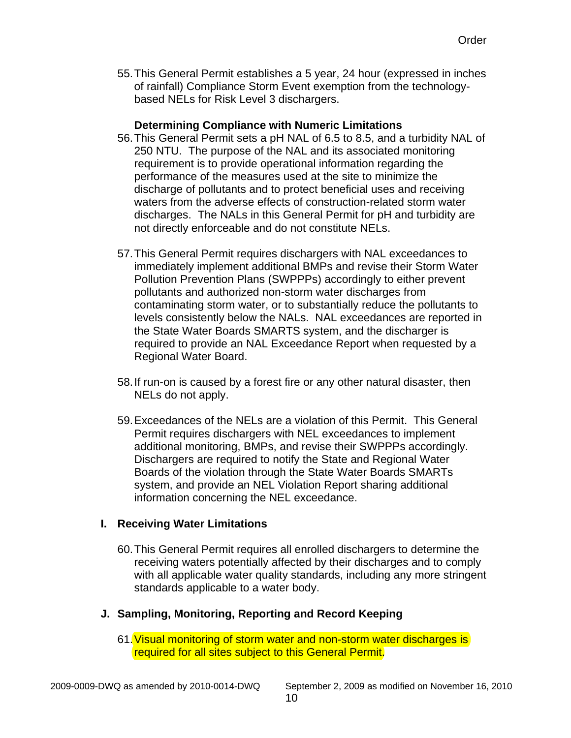55. This General Permit establishes a 5 year, 24 hour (expressed in inches of rainfall) Compliance Storm Event exemption from the technology-based NELs for Risk Level 3 dischargers.

**Determining Compliance with Numeric Limitations**

56. This General Permit sets a pH NAL of 6.5 to 8.5, and a turbidity NAL of 250 NTU. The purpose of the NAL and its associated monitoring requirement is to provide operational information regarding the performance of the measures used at the site to minimize the discharge of pollutants and to protect beneficial uses and receiving waters from the adverse effects of construction-related storm water discharges. The NALs in this General Permit for pH and turbidity are not directly enforceable and do not constitute NELs.

57. This General Permit requires dischargers with NAL exceedances to immediately implement additional BMPs and revise their Storm Water Pollution Prevention Plans (SWPPPs) accordingly to either prevent pollutants and authorized non-storm water discharges from contaminating storm water, or to substantially reduce the pollutants to levels consistently below the NALs. NAL exceedances are reported in the State Water Boards SMARTS system, and the discharger is required to provide an NAL Exceedance Report when requested by a Regional Water Board.

58. If run-on is caused by a forest fire or any other natural disaster, then NELs do not apply.

59. Exceedances of the NELs are a violation of this Permit. This General Permit requires dischargers with NEL exceedances to implement additional monitoring, BMPs, and revise their SWPPPs accordingly. Dischargers are required to notify the State and Regional Water Boards of the violation through the State Water Boards SMARTs system, and provide an NEL Violation Report sharing additional information concerning the NEL exceedance.

## I. Receiving Water Limitations

60. This General Permit requires all enrolled dischargers to determine the receiving waters potentially affected by their discharges and to comply with all applicable water quality standards, including any more stringent standards applicable to a water body.

## J. Sampling, Monitoring, Reporting and Record Keeping

61. Visual monitoring of storm water and non-storm water discharges is required for all sites subject to this General Permit.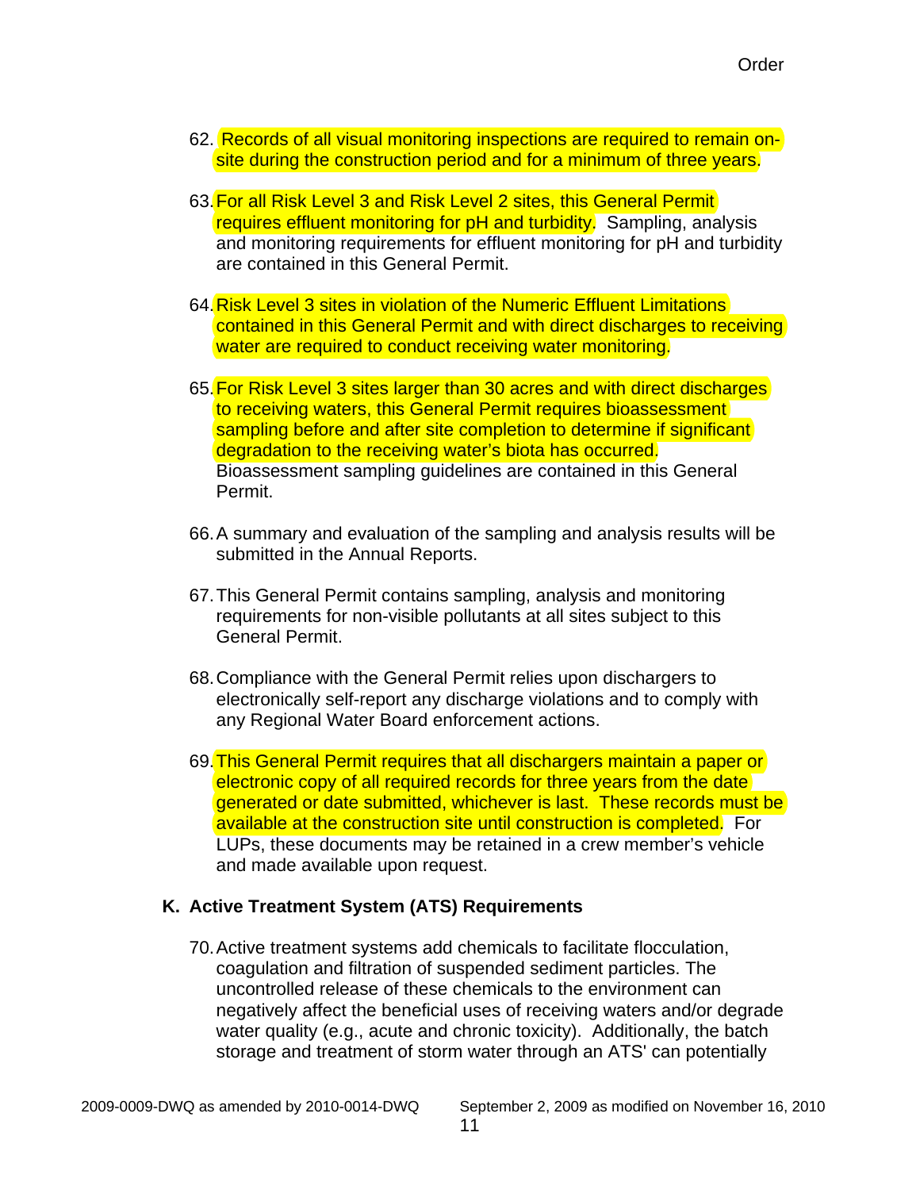62. Records of all visual monitoring inspections are required to remain on-site during the construction period and for a minimum of three years.

63. For all Risk Level 3 and Risk Level 2 sites, this General Permit requires effluent monitoring for pH and turbidity. Sampling, analysis and monitoring requirements for effluent monitoring for pH and turbidity are contained in this General Permit.

64. Risk Level 3 sites in violation of the Numeric Effluent Limitations contained in this General Permit and with direct discharges to receiving water are required to conduct receiving water monitoring.

65. For Risk Level 3 sites larger than 30 acres and with direct discharges to receiving waters, this General Permit requires bioassessment sampling before and after site completion to determine if significant degradation to the receiving water's biota has occurred. Bioassessment sampling guidelines are contained in this General Permit.

66. A summary and evaluation of the sampling and analysis results will be submitted in the Annual Reports.

67. This General Permit contains sampling, analysis and monitoring requirements for non-visible pollutants at all sites subject to this General Permit.

68. Compliance with the General Permit relies upon dischargers to electronically self-report any discharge violations and to comply with any Regional Water Board enforcement actions.

69. This General Permit requires that all dischargers maintain a paper or electronic copy of all required records for three years from the date generated or date submitted, whichever is last. These records must be available at the construction site until construction is completed. For LUPs, these documents may be retained in a crew member's vehicle and made available upon request.

### K. Active Treatment System (ATS) Requirements

70. Active treatment systems add chemicals to facilitate flocculation, coagulation and filtration of suspended sediment particles. The uncontrolled release of these chemicals to the environment can negatively affect the beneficial uses of receiving waters and/or degrade water quality (e.g., acute and chronic toxicity). Additionally, the batch storage and treatment of storm water through an ATS' can potentially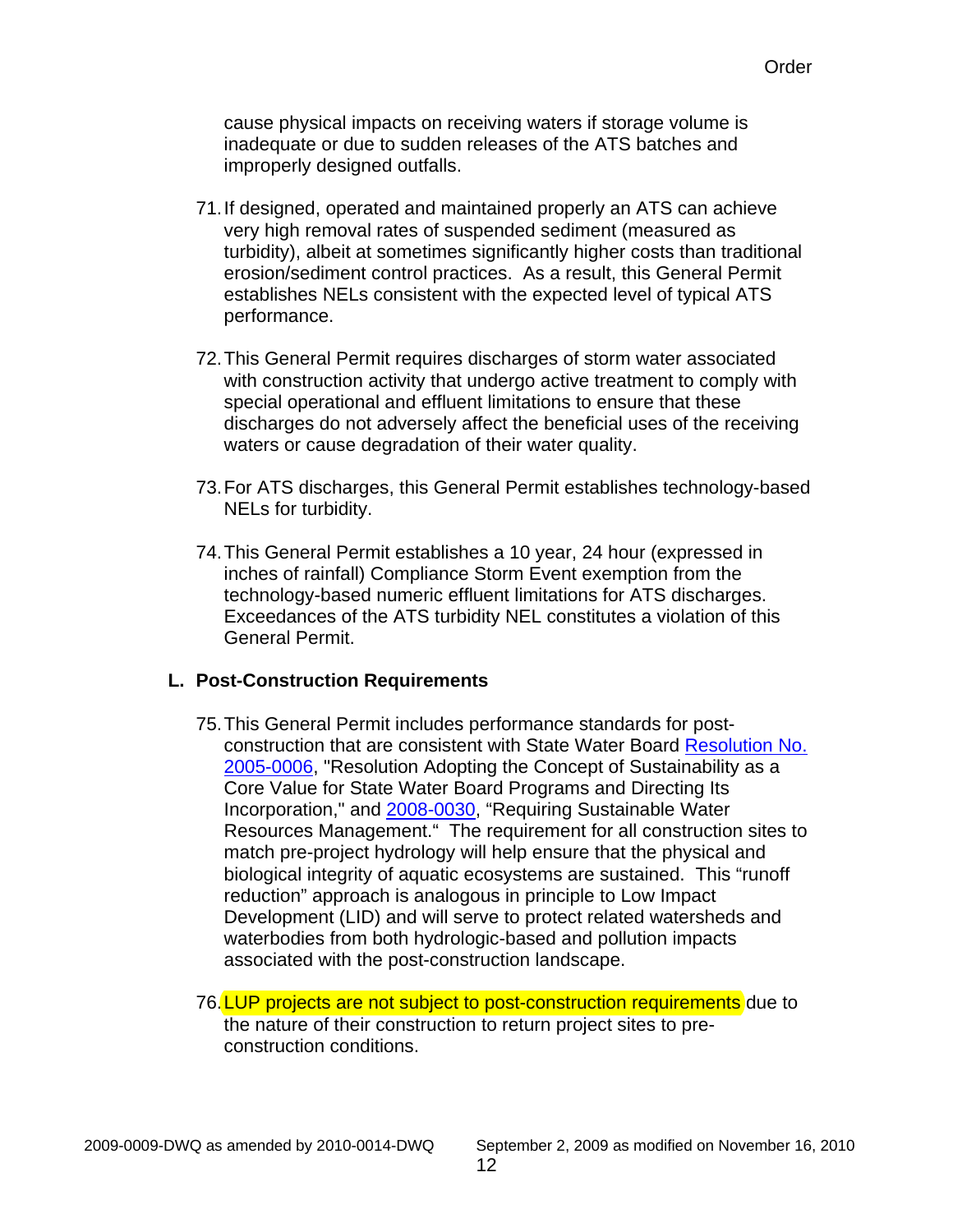cause physical impacts on receiving waters if storage volume is inadequate or due to sudden releases of the ATS batches and improperly designed outfalls.

71. If designed, operated and maintained properly an ATS can achieve very high removal rates of suspended sediment (measured as turbidity), albeit at sometimes significantly higher costs than traditional erosion/sediment control practices. As a result, this General Permit establishes NELs consistent with the expected level of typical ATS performance.

72. This General Permit requires discharges of storm water associated with construction activity that undergo active treatment to comply with special operational and effluent limitations to ensure that these discharges do not adversely affect the beneficial uses of the receiving waters or cause degradation of their water quality.

73. For ATS discharges, this General Permit establishes technology-based NELs for turbidity.

74. This General Permit establishes a 10 year, 24 hour (expressed in inches of rainfall) Compliance Storm Event exemption from the technology-based numeric effluent limitations for ATS discharges. Exceedances of the ATS turbidity NEL constitutes a violation of this General Permit.

## L. Post-Construction Requirements

75. This General Permit includes performance standards for post-construction that are consistent with State Water Board Resolution No. 2005-0006, "Resolution Adopting the Concept of Sustainability as a Core Value for State Water Board Programs and Directing Its Incorporation," and 2008-0030, "Requiring Sustainable Water Resources Management." The requirement for all construction sites to match pre-project hydrology will help ensure that the physical and biological integrity of aquatic ecosystems are sustained. This "runoff reduction" approach is analogous in principle to Low Impact Development (LID) and will serve to protect related watersheds and waterbodies from both hydrologic-based and pollution impacts associated with the post-construction landscape.

76. LUP projects are not subject to post-construction requirements due to the nature of their construction to return project sites to pre-construction conditions.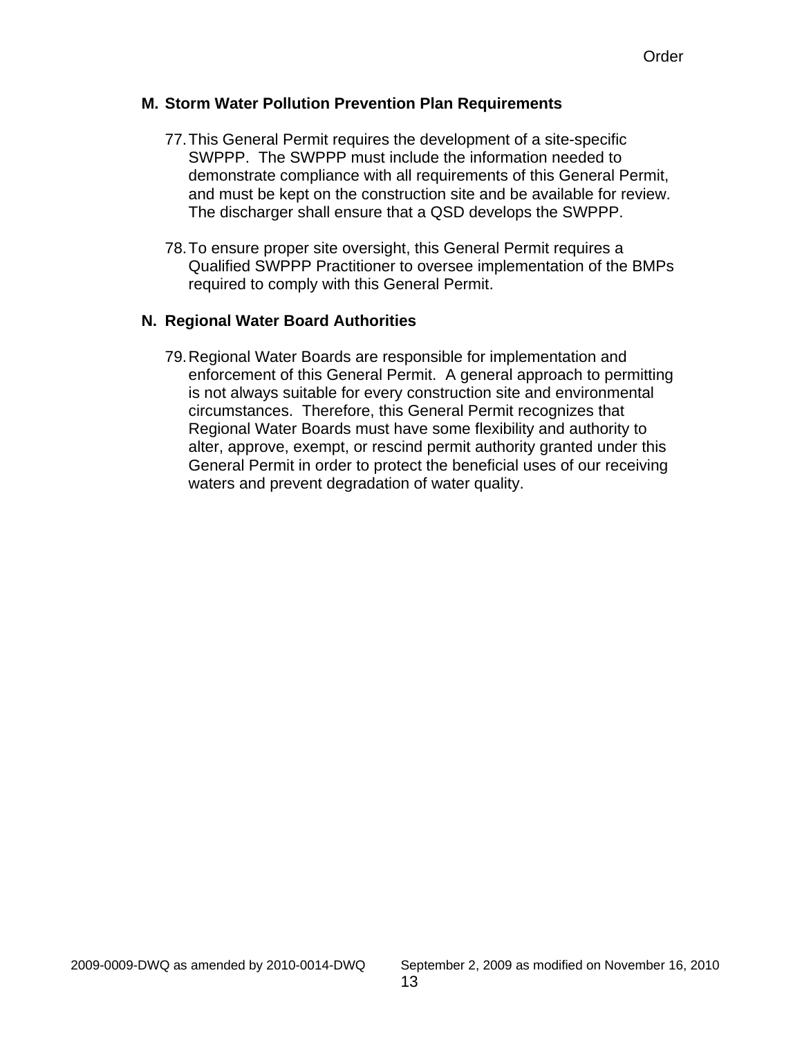## M. Storm Water Pollution Prevention Plan Requirements

77. This General Permit requires the development of a site-specific SWPPP. The SWPPP must include the information needed to demonstrate compliance with all requirements of this General Permit, and must be kept on the construction site and be available for review. The discharger shall ensure that a QSD develops the SWPPP.

78. To ensure proper site oversight, this General Permit requires a Qualified SWPPP Practitioner to oversee implementation of the BMPs required to comply with this General Permit.

## N. Regional Water Board Authorities

79. Regional Water Boards are responsible for implementation and enforcement of this General Permit. A general approach to permitting is not always suitable for every construction site and environmental circumstances. Therefore, this General Permit recognizes that Regional Water Boards must have some flexibility and authority to alter, approve, exempt, or rescind permit authority granted under this General Permit in order to protect the beneficial uses of our receiving waters and prevent degradation of water quality.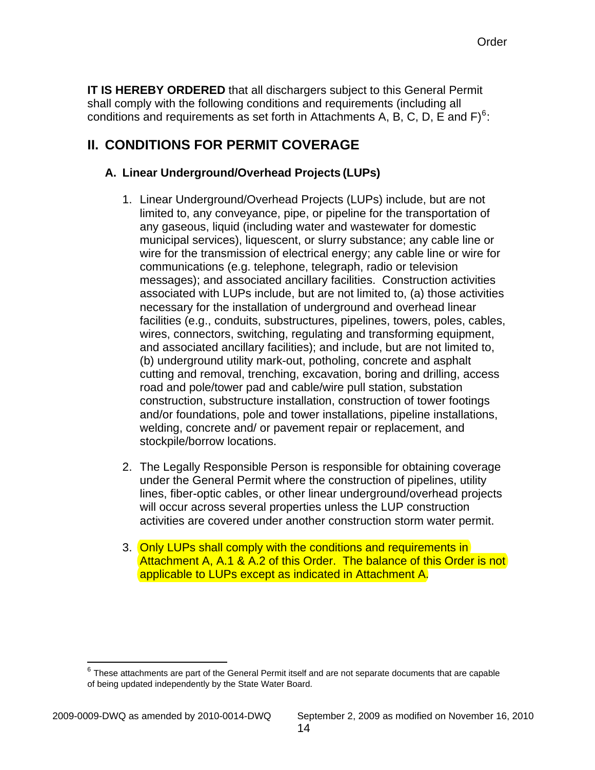**IT IS HEREBY ORDERED** that all dischargers subject to this General Permit shall comply with the following conditions and requirements (including all conditions and requirements as set forth in Attachments A, B, C, D, E and F)[6]:

## II. CONDITIONS FOR PERMIT COVERAGE

### A. Linear Underground/Overhead Projects (LUPs)

1. Linear Underground/Overhead Projects (LUPs) include, but are not limited to, any conveyance, pipe, or pipeline for the transportation of any gaseous, liquid (including water and wastewater for domestic municipal services), liquescent, or slurry substance; any cable line or wire for the transmission of electrical energy; any cable line or wire for communications (e.g. telephone, telegraph, radio or television messages); and associated ancillary facilities. Construction activities associated with LUPs include, but are not limited to, (a) those activities necessary for the installation of underground and overhead linear facilities (e.g., conduits, substructures, pipelines, towers, poles, cables, wires, connectors, switching, regulating and transforming equipment, and associated ancillary facilities); and include, but are not limited to, (b) underground utility mark-out, potholing, concrete and asphalt cutting and removal, trenching, excavation, boring and drilling, access road and pole/tower pad and cable/wire pull station, substation construction, substructure installation, construction of tower footings and/or foundations, pole and tower installations, pipeline installations, welding, concrete and/ or pavement repair or replacement, and stockpile/borrow locations.

2. The Legally Responsible Person is responsible for obtaining coverage under the General Permit where the construction of pipelines, utility lines, fiber-optic cables, or other linear underground/overhead projects will occur across several properties unless the LUP construction activities are covered under another construction storm water permit.

3. Only LUPs shall comply with the conditions and requirements in Attachment A, A.1 & A.2 of this Order. The balance of this Order is not applicable to LUPs except as indicated in Attachment A.

---

[6] These attachments are part of the General Permit itself and are not separate documents that are capable of being updated independently by the State Water Board.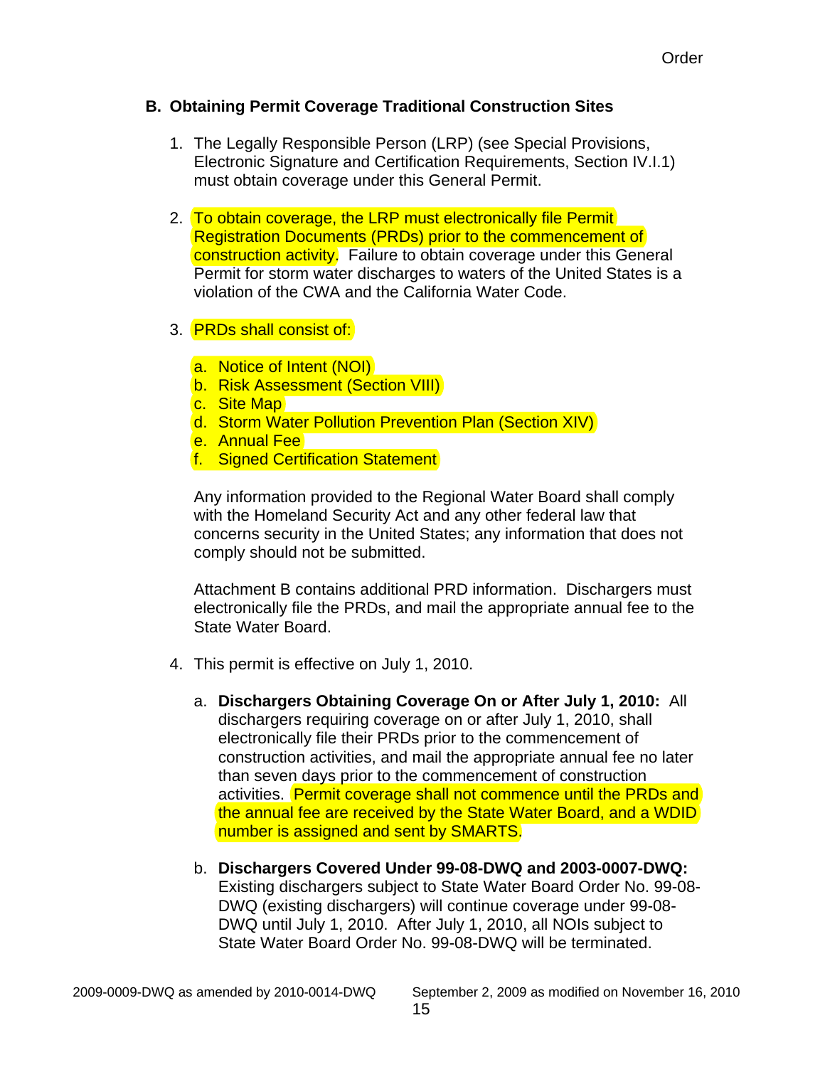## B. Obtaining Permit Coverage Traditional Construction Sites

1. The Legally Responsible Person (LRP) (see Special Provisions, Electronic Signature and Certification Requirements, Section IV.I.1) must obtain coverage under this General Permit.

2. To obtain coverage, the LRP must electronically file Permit Registration Documents (PRDs) prior to the commencement of construction activity. Failure to obtain coverage under this General Permit for storm water discharges to waters of the United States is a violation of the CWA and the California Water Code.

3. PRDs shall consist of:

   a. Notice of Intent (NOI)
   b. Risk Assessment (Section VIII)
   c. Site Map
   d. Storm Water Pollution Prevention Plan (Section XIV)
   e. Annual Fee
   f. Signed Certification Statement

   Any information provided to the Regional Water Board shall comply with the Homeland Security Act and any other federal law that concerns security in the United States; any information that does not comply should not be submitted.

   Attachment B contains additional PRD information. Dischargers must electronically file the PRDs, and mail the appropriate annual fee to the State Water Board.

4. This permit is effective on July 1, 2010.

   a. **Dischargers Obtaining Coverage On or After July 1, 2010:** All dischargers requiring coverage on or after July 1, 2010, shall electronically file their PRDs prior to the commencement of construction activities, and mail the appropriate annual fee no later than seven days prior to the commencement of construction activities. Permit coverage shall not commence until the PRDs and the annual fee are received by the State Water Board, and a WDID number is assigned and sent by SMARTS.

   b. **Dischargers Covered Under 99-08-DWQ and 2003-0007-DWQ:** Existing dischargers subject to State Water Board Order No. 99-08-DWQ (existing dischargers) will continue coverage under 99-08-DWQ until July 1, 2010. After July 1, 2010, all NOIs subject to State Water Board Order No. 99-08-DWQ will be terminated.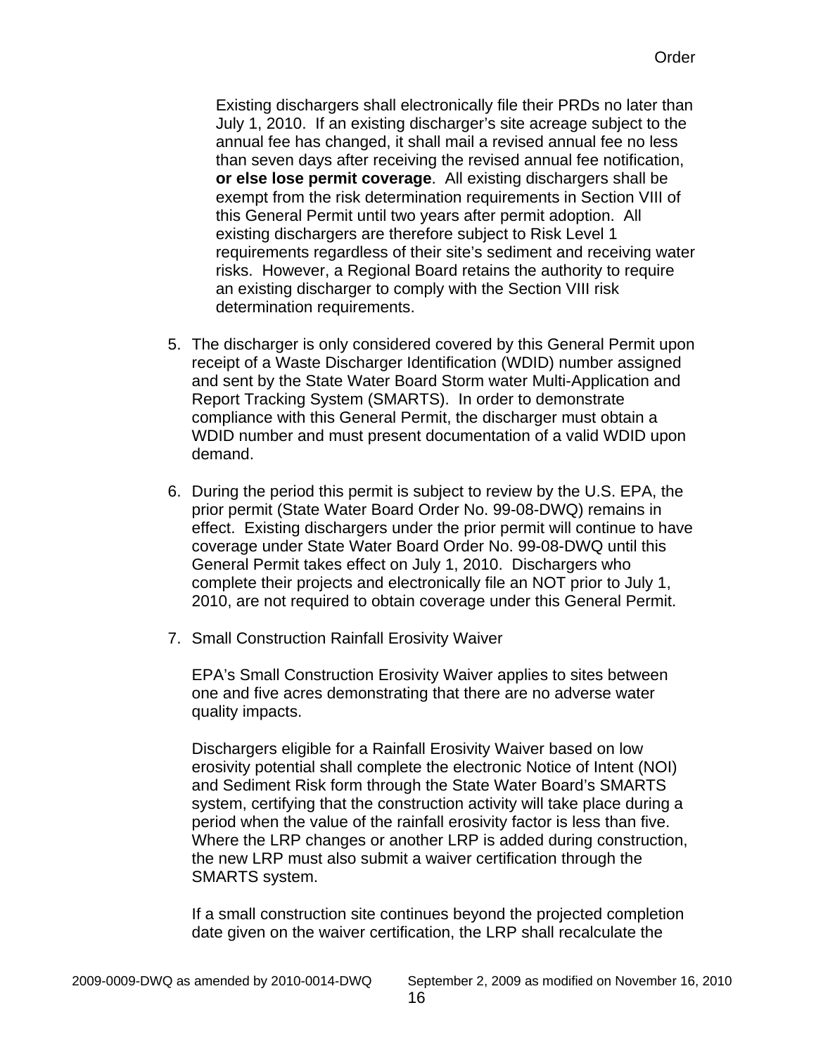Existing dischargers shall electronically file their PRDs no later than July 1, 2010. If an existing discharger's site acreage subject to the annual fee has changed, it shall mail a revised annual fee no less than seven days after receiving the revised annual fee notification, **or else lose permit coverage**. All existing dischargers shall be exempt from the risk determination requirements in Section VIII of this General Permit until two years after permit adoption. All existing dischargers are therefore subject to Risk Level 1 requirements regardless of their site's sediment and receiving water risks. However, a Regional Board retains the authority to require an existing discharger to comply with the Section VIII risk determination requirements.

5. The discharger is only considered covered by this General Permit upon receipt of a Waste Discharger Identification (WDID) number assigned and sent by the State Water Board Storm water Multi-Application and Report Tracking System (SMARTS). In order to demonstrate compliance with this General Permit, the discharger must obtain a WDID number and must present documentation of a valid WDID upon demand.

6. During the period this permit is subject to review by the U.S. EPA, the prior permit (State Water Board Order No. 99-08-DWQ) remains in effect. Existing dischargers under the prior permit will continue to have coverage under State Water Board Order No. 99-08-DWQ until this General Permit takes effect on July 1, 2010. Dischargers who complete their projects and electronically file an NOT prior to July 1, 2010, are not required to obtain coverage under this General Permit.

7. Small Construction Rainfall Erosivity Waiver

   EPA's Small Construction Erosivity Waiver applies to sites between one and five acres demonstrating that there are no adverse water quality impacts.

   Dischargers eligible for a Rainfall Erosivity Waiver based on low erosivity potential shall complete the electronic Notice of Intent (NOI) and Sediment Risk form through the State Water Board's SMARTS system, certifying that the construction activity will take place during a period when the value of the rainfall erosivity factor is less than five. Where the LRP changes or another LRP is added during construction, the new LRP must also submit a waiver certification through the SMARTS system.

   If a small construction site continues beyond the projected completion date given on the waiver certification, the LRP shall recalculate the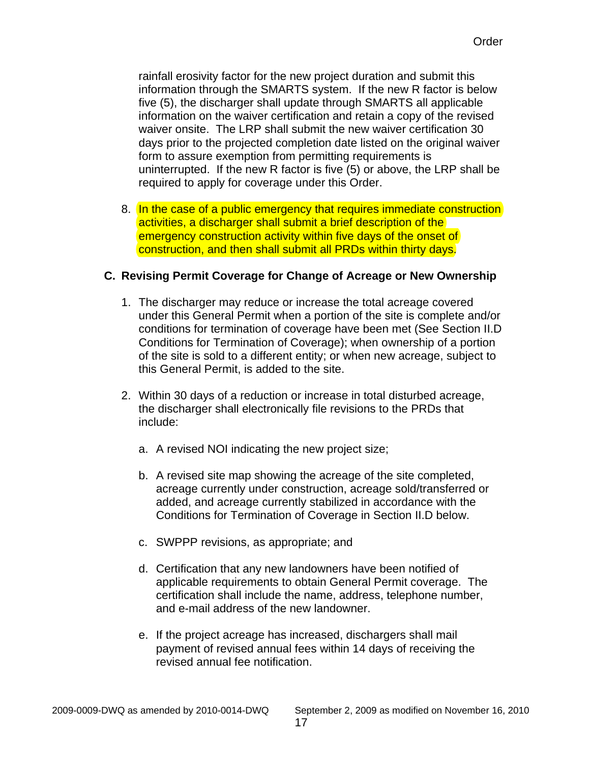rainfall erosivity factor for the new project duration and submit this information through the SMARTS system. If the new R factor is below five (5), the discharger shall update through SMARTS all applicable information on the waiver certification and retain a copy of the revised waiver onsite. The LRP shall submit the new waiver certification 30 days prior to the projected completion date listed on the original waiver form to assure exemption from permitting requirements is uninterrupted. If the new R factor is five (5) or above, the LRP shall be required to apply for coverage under this Order.

8. In the case of a public emergency that requires immediate construction activities, a discharger shall submit a brief description of the emergency construction activity within five days of the onset of construction, and then shall submit all PRDs within thirty days.

## C. Revising Permit Coverage for Change of Acreage or New Ownership

1. The discharger may reduce or increase the total acreage covered under this General Permit when a portion of the site is complete and/or conditions for termination of coverage have been met (See Section II.D Conditions for Termination of Coverage); when ownership of a portion of the site is sold to a different entity; or when new acreage, subject to this General Permit, is added to the site.

2. Within 30 days of a reduction or increase in total disturbed acreage, the discharger shall electronically file revisions to the PRDs that include:

   a. A revised NOI indicating the new project size;

   b. A revised site map showing the acreage of the site completed, acreage currently under construction, acreage sold/transferred or added, and acreage currently stabilized in accordance with the Conditions for Termination of Coverage in Section II.D below.

   c. SWPPP revisions, as appropriate; and

   d. Certification that any new landowners have been notified of applicable requirements to obtain General Permit coverage. The certification shall include the name, address, telephone number, and e-mail address of the new landowner.

   e. If the project acreage has increased, dischargers shall mail payment of revised annual fees within 14 days of receiving the revised annual fee notification.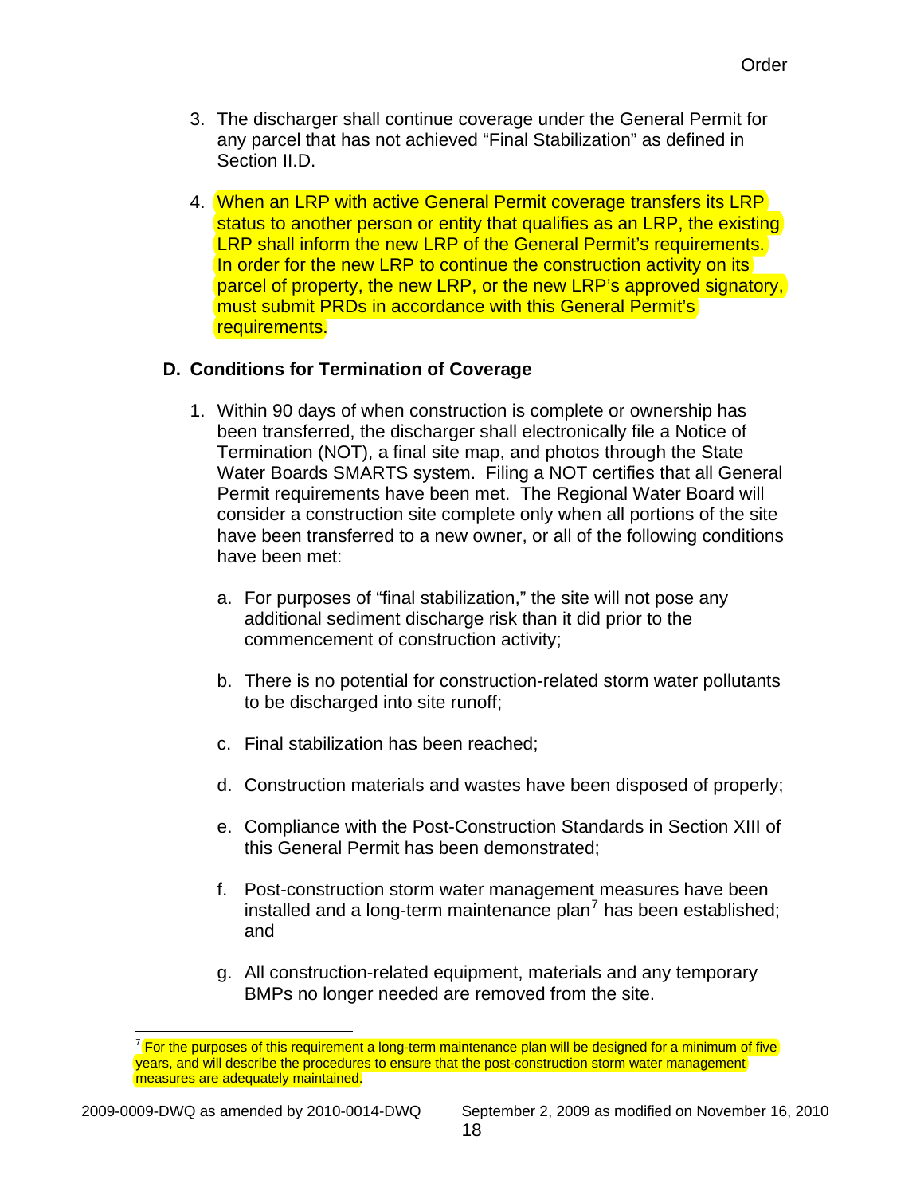3. The discharger shall continue coverage under the General Permit for any parcel that has not achieved "Final Stabilization" as defined in Section II.D.

4. When an LRP with active General Permit coverage transfers its LRP status to another person or entity that qualifies as an LRP, the existing LRP shall inform the new LRP of the General Permit's requirements. In order for the new LRP to continue the construction activity on its parcel of property, the new LRP, or the new LRP's approved signatory, must submit PRDs in accordance with this General Permit's requirements.

## D. Conditions for Termination of Coverage

1. Within 90 days of when construction is complete or ownership has been transferred, the discharger shall electronically file a Notice of Termination (NOT), a final site map, and photos through the State Water Boards SMARTS system. Filing a NOT certifies that all General Permit requirements have been met. The Regional Water Board will consider a construction site complete only when all portions of the site have been transferred to a new owner, or all of the following conditions have been met:

   a. For purposes of "final stabilization," the site will not pose any additional sediment discharge risk than it did prior to the commencement of construction activity;

   b. There is no potential for construction-related storm water pollutants to be discharged into site runoff;

   c. Final stabilization has been reached;

   d. Construction materials and wastes have been disposed of properly;

   e. Compliance with the Post-Construction Standards in Section XIII of this General Permit has been demonstrated;

   f. Post-construction storm water management measures have been installed and a long-term maintenance plan[7] has been established; and

   g. All construction-related equipment, materials and any temporary BMPs no longer needed are removed from the site.

[7] For the purposes of this requirement a long-term maintenance plan will be designed for a minimum of five years, and will describe the procedures to ensure that the post-construction storm water management measures are adequately maintained.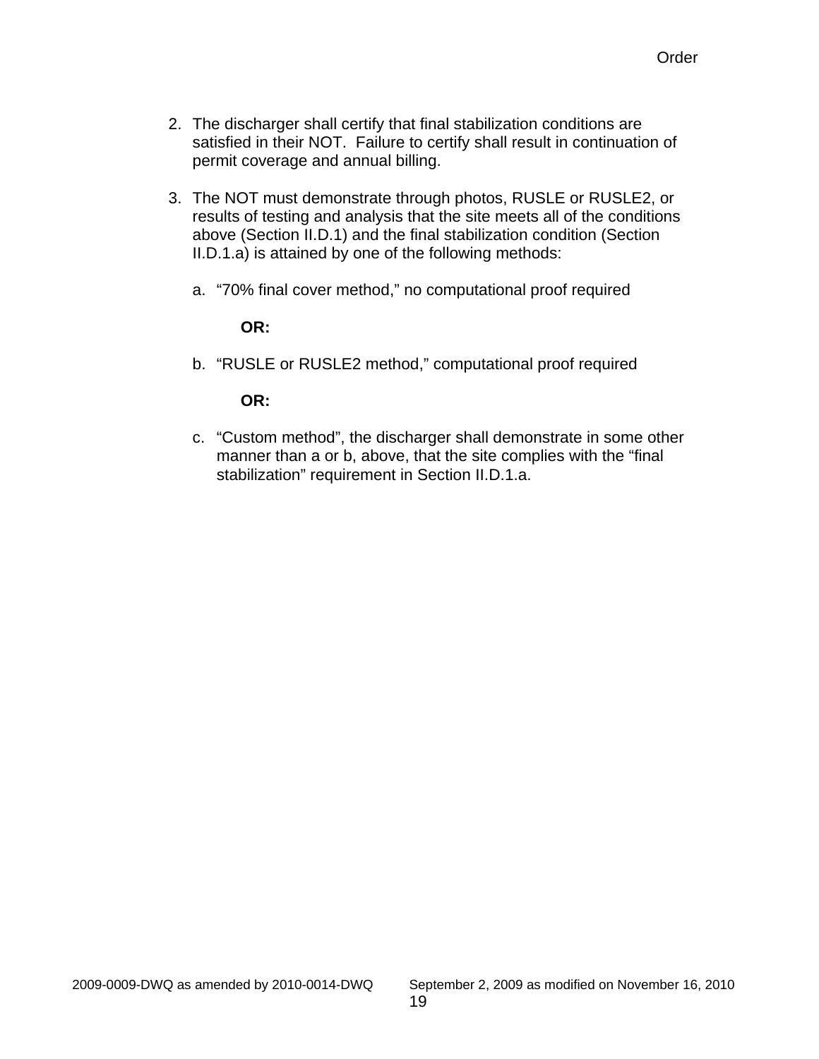2. The discharger shall certify that final stabilization conditions are satisfied in their NOT. Failure to certify shall result in continuation of permit coverage and annual billing.

3. The NOT must demonstrate through photos, RUSLE or RUSLE2, or results of testing and analysis that the site meets all of the conditions above (Section II.D.1) and the final stabilization condition (Section II.D.1.a) is attained by one of the following methods:

   a. "70% final cover method," no computational proof required

      **OR:**

   b. "RUSLE or RUSLE2 method," computational proof required

      **OR:**

   c. "Custom method", the discharger shall demonstrate in some other manner than a or b, above, that the site complies with the "final stabilization" requirement in Section II.D.1.a.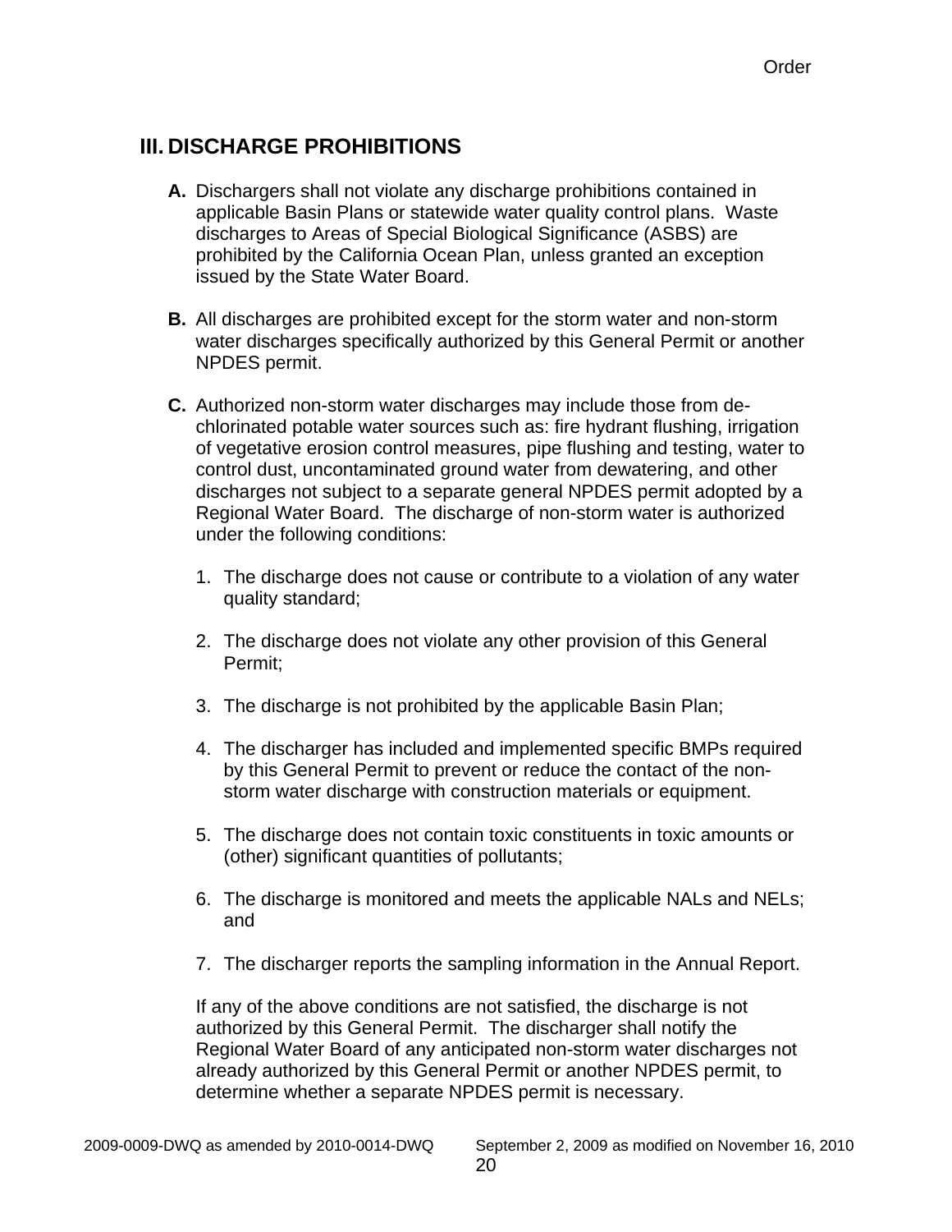# III. DISCHARGE PROHIBITIONS

**A.** Dischargers shall not violate any discharge prohibitions contained in applicable Basin Plans or statewide water quality control plans. Waste discharges to Areas of Special Biological Significance (ASBS) are prohibited by the California Ocean Plan, unless granted an exception issued by the State Water Board.

**B.** All discharges are prohibited except for the storm water and non-storm water discharges specifically authorized by this General Permit or another NPDES permit.

**C.** Authorized non-storm water discharges may include those from de-chlorinated potable water sources such as: fire hydrant flushing, irrigation of vegetative erosion control measures, pipe flushing and testing, water to control dust, uncontaminated ground water from dewatering, and other discharges not subject to a separate general NPDES permit adopted by a Regional Water Board. The discharge of non-storm water is authorized under the following conditions:

1. The discharge does not cause or contribute to a violation of any water quality standard;

2. The discharge does not violate any other provision of this General Permit;

3. The discharge is not prohibited by the applicable Basin Plan;

4. The discharger has included and implemented specific BMPs required by this General Permit to prevent or reduce the contact of the non-storm water discharge with construction materials or equipment.

5. The discharge does not contain toxic constituents in toxic amounts or (other) significant quantities of pollutants;

6. The discharge is monitored and meets the applicable NALs and NELs; and

7. The discharger reports the sampling information in the Annual Report.

If any of the above conditions are not satisfied, the discharge is not authorized by this General Permit. The discharger shall notify the Regional Water Board of any anticipated non-storm water discharges not already authorized by this General Permit or another NPDES permit, to determine whether a separate NPDES permit is necessary.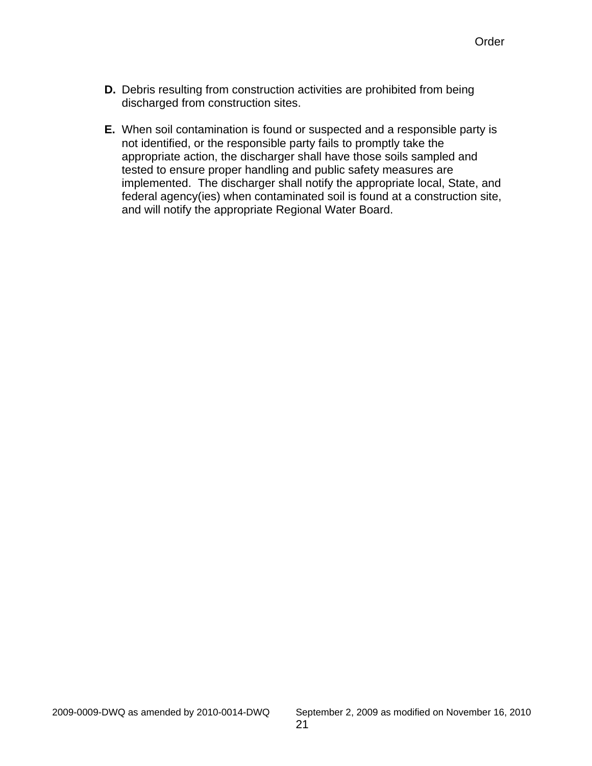**D.** Debris resulting from construction activities are prohibited from being discharged from construction sites.

**E.** When soil contamination is found or suspected and a responsible party is not identified, or the responsible party fails to promptly take the appropriate action, the discharger shall have those soils sampled and tested to ensure proper handling and public safety measures are implemented. The discharger shall notify the appropriate local, State, and federal agency(ies) when contaminated soil is found at a construction site, and will notify the appropriate Regional Water Board.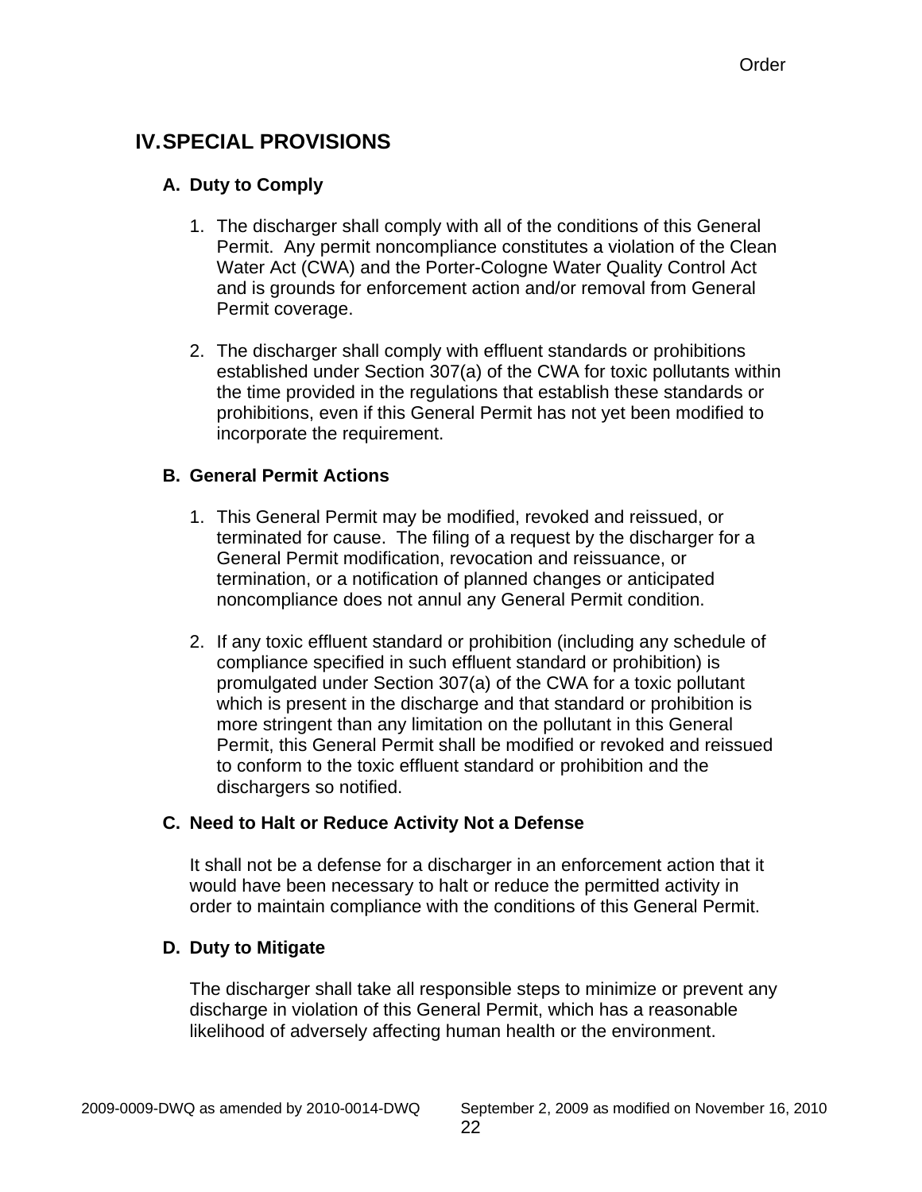## IV. SPECIAL PROVISIONS

### A. Duty to Comply

1. The discharger shall comply with all of the conditions of this General Permit. Any permit noncompliance constitutes a violation of the Clean Water Act (CWA) and the Porter-Cologne Water Quality Control Act and is grounds for enforcement action and/or removal from General Permit coverage.

2. The discharger shall comply with effluent standards or prohibitions established under Section 307(a) of the CWA for toxic pollutants within the time provided in the regulations that establish these standards or prohibitions, even if this General Permit has not yet been modified to incorporate the requirement.

### B. General Permit Actions

1. This General Permit may be modified, revoked and reissued, or terminated for cause. The filing of a request by the discharger for a General Permit modification, revocation and reissuance, or termination, or a notification of planned changes or anticipated noncompliance does not annul any General Permit condition.

2. If any toxic effluent standard or prohibition (including any schedule of compliance specified in such effluent standard or prohibition) is promulgated under Section 307(a) of the CWA for a toxic pollutant which is present in the discharge and that standard or prohibition is more stringent than any limitation on the pollutant in this General Permit, this General Permit shall be modified or revoked and reissued to conform to the toxic effluent standard or prohibition and the dischargers so notified.

### C. Need to Halt or Reduce Activity Not a Defense

It shall not be a defense for a discharger in an enforcement action that it would have been necessary to halt or reduce the permitted activity in order to maintain compliance with the conditions of this General Permit.

### D. Duty to Mitigate

The discharger shall take all responsible steps to minimize or prevent any discharge in violation of this General Permit, which has a reasonable likelihood of adversely affecting human health or the environment.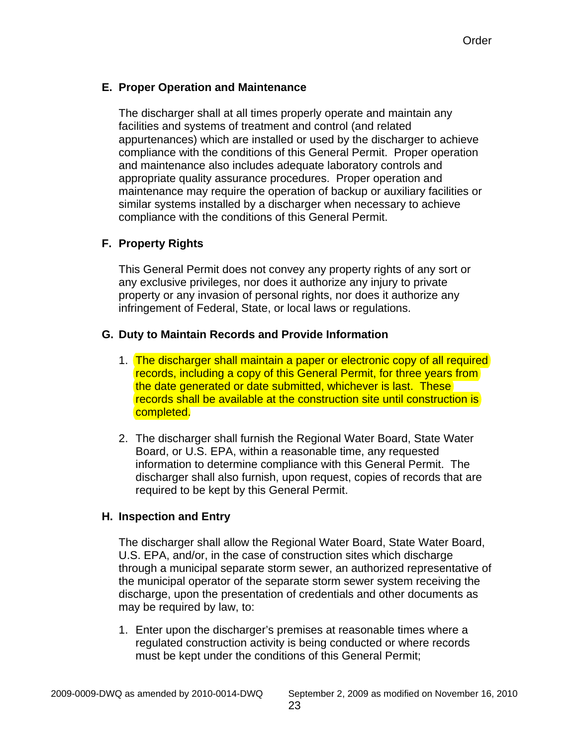## E. Proper Operation and Maintenance

The discharger shall at all times properly operate and maintain any facilities and systems of treatment and control (and related appurtenances) which are installed or used by the discharger to achieve compliance with the conditions of this General Permit. Proper operation and maintenance also includes adequate laboratory controls and appropriate quality assurance procedures. Proper operation and maintenance may require the operation of backup or auxiliary facilities or similar systems installed by a discharger when necessary to achieve compliance with the conditions of this General Permit.

## F. Property Rights

This General Permit does not convey any property rights of any sort or any exclusive privileges, nor does it authorize any injury to private property or any invasion of personal rights, nor does it authorize any infringement of Federal, State, or local laws or regulations.

## G. Duty to Maintain Records and Provide Information

1. The discharger shall maintain a paper or electronic copy of all required records, including a copy of this General Permit, for three years from the date generated or date submitted, whichever is last. These records shall be available at the construction site until construction is completed.

2. The discharger shall furnish the Regional Water Board, State Water Board, or U.S. EPA, within a reasonable time, any requested information to determine compliance with this General Permit. The discharger shall also furnish, upon request, copies of records that are required to be kept by this General Permit.

## H. Inspection and Entry

The discharger shall allow the Regional Water Board, State Water Board, U.S. EPA, and/or, in the case of construction sites which discharge through a municipal separate storm sewer, an authorized representative of the municipal operator of the separate storm sewer system receiving the discharge, upon the presentation of credentials and other documents as may be required by law, to:

1. Enter upon the discharger's premises at reasonable times where a regulated construction activity is being conducted or where records must be kept under the conditions of this General Permit;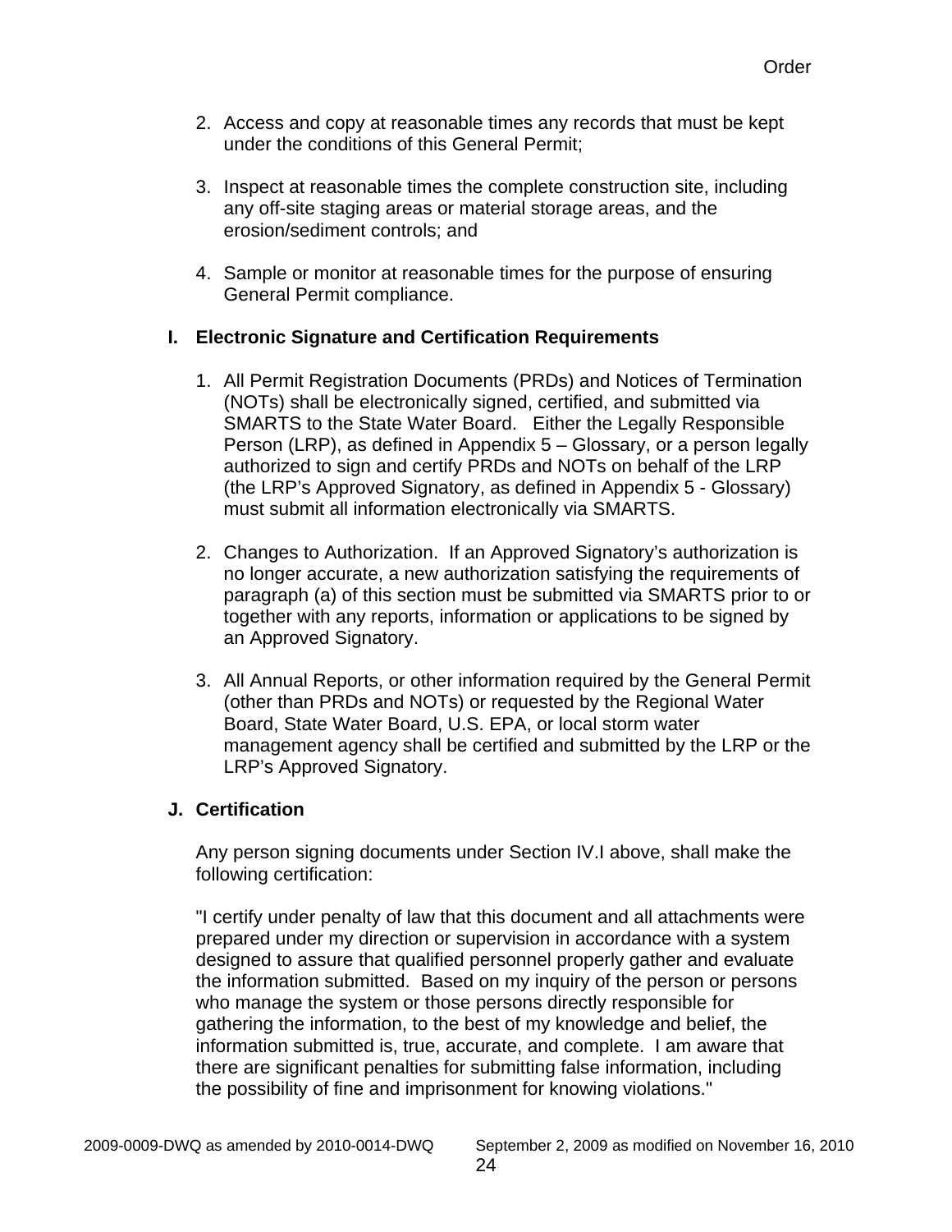2. Access and copy at reasonable times any records that must be kept under the conditions of this General Permit;

3. Inspect at reasonable times the complete construction site, including any off-site staging areas or material storage areas, and the erosion/sediment controls; and

4. Sample or monitor at reasonable times for the purpose of ensuring General Permit compliance.

## I. Electronic Signature and Certification Requirements

1. All Permit Registration Documents (PRDs) and Notices of Termination (NOTs) shall be electronically signed, certified, and submitted via SMARTS to the State Water Board. Either the Legally Responsible Person (LRP), as defined in Appendix 5 – Glossary, or a person legally authorized to sign and certify PRDs and NOTs on behalf of the LRP (the LRP's Approved Signatory, as defined in Appendix 5 - Glossary) must submit all information electronically via SMARTS.

2. Changes to Authorization. If an Approved Signatory's authorization is no longer accurate, a new authorization satisfying the requirements of paragraph (a) of this section must be submitted via SMARTS prior to or together with any reports, information or applications to be signed by an Approved Signatory.

3. All Annual Reports, or other information required by the General Permit (other than PRDs and NOTs) or requested by the Regional Water Board, State Water Board, U.S. EPA, or local storm water management agency shall be certified and submitted by the LRP or the LRP's Approved Signatory.

## J. Certification

Any person signing documents under Section IV.I above, shall make the following certification:

"I certify under penalty of law that this document and all attachments were prepared under my direction or supervision in accordance with a system designed to assure that qualified personnel properly gather and evaluate the information submitted. Based on my inquiry of the person or persons who manage the system or those persons directly responsible for gathering the information, to the best of my knowledge and belief, the information submitted is, true, accurate, and complete. I am aware that there are significant penalties for submitting false information, including the possibility of fine and imprisonment for knowing violations."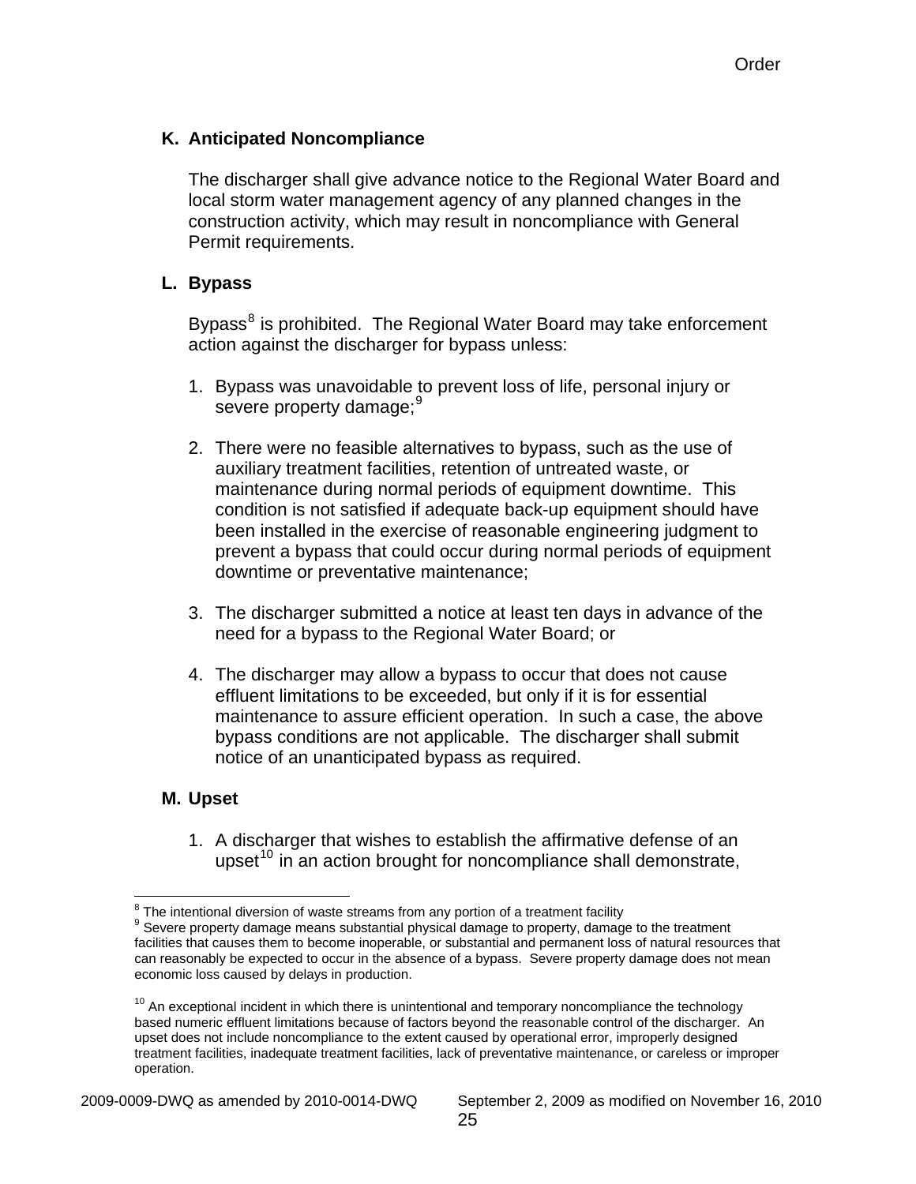### K. Anticipated Noncompliance

The discharger shall give advance notice to the Regional Water Board and local storm water management agency of any planned changes in the construction activity, which may result in noncompliance with General Permit requirements.

### L. Bypass

Bypass[8] is prohibited. The Regional Water Board may take enforcement action against the discharger for bypass unless:

1. Bypass was unavoidable to prevent loss of life, personal injury or severe property damage;[9]

2. There were no feasible alternatives to bypass, such as the use of auxiliary treatment facilities, retention of untreated waste, or maintenance during normal periods of equipment downtime. This condition is not satisfied if adequate back-up equipment should have been installed in the exercise of reasonable engineering judgment to prevent a bypass that could occur during normal periods of equipment downtime or preventative maintenance;

3. The discharger submitted a notice at least ten days in advance of the need for a bypass to the Regional Water Board; or

4. The discharger may allow a bypass to occur that does not cause effluent limitations to be exceeded, but only if it is for essential maintenance to assure efficient operation. In such a case, the above bypass conditions are not applicable. The discharger shall submit notice of an unanticipated bypass as required.

### M. Upset

1. A discharger that wishes to establish the affirmative defense of an upset[10] in an action brought for noncompliance shall demonstrate,

---

[8] The intentional diversion of waste streams from any portion of a treatment facility

[9] Severe property damage means substantial physical damage to property, damage to the treatment facilities that causes them to become inoperable, or substantial and permanent loss of natural resources that can reasonably be expected to occur in the absence of a bypass. Severe property damage does not mean economic loss caused by delays in production.

[10] An exceptional incident in which there is unintentional and temporary noncompliance the technology based numeric effluent limitations because of factors beyond the reasonable control of the discharger. An upset does not include noncompliance to the extent caused by operational error, improperly designed treatment facilities, inadequate treatment facilities, lack of preventative maintenance, or careless or improper operation.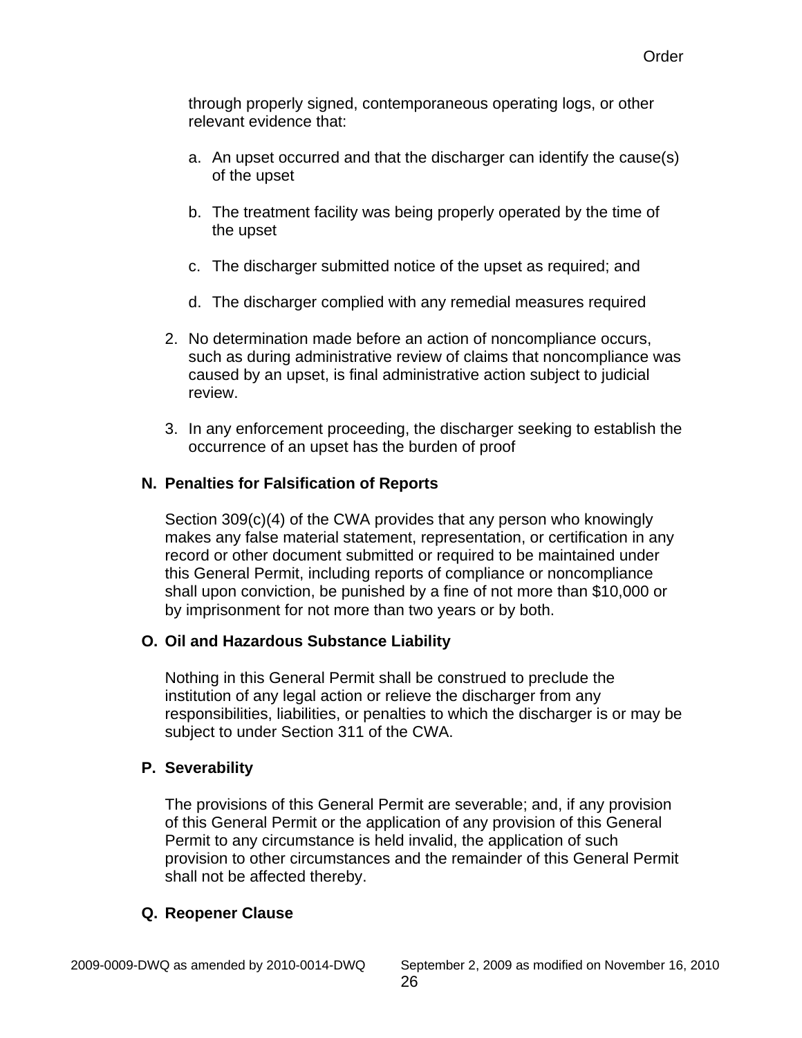through properly signed, contemporaneous operating logs, or other relevant evidence that:

a. An upset occurred and that the discharger can identify the cause(s) of the upset

b. The treatment facility was being properly operated by the time of the upset

c. The discharger submitted notice of the upset as required; and

d. The discharger complied with any remedial measures required

2. No determination made before an action of noncompliance occurs, such as during administrative review of claims that noncompliance was caused by an upset, is final administrative action subject to judicial review.

3. In any enforcement proceeding, the discharger seeking to establish the occurrence of an upset has the burden of proof

**N. Penalties for Falsification of Reports**

Section 309(c)(4) of the CWA provides that any person who knowingly makes any false material statement, representation, or certification in any record or other document submitted or required to be maintained under this General Permit, including reports of compliance or noncompliance shall upon conviction, be punished by a fine of not more than $10,000 or by imprisonment for not more than two years or by both.

**O. Oil and Hazardous Substance Liability**

Nothing in this General Permit shall be construed to preclude the institution of any legal action or relieve the discharger from any responsibilities, liabilities, or penalties to which the discharger is or may be subject to under Section 311 of the CWA.

**P. Severability**

The provisions of this General Permit are severable; and, if any provision of this General Permit or the application of any provision of this General Permit to any circumstance is held invalid, the application of such provision to other circumstances and the remainder of this General Permit shall not be affected thereby.

**Q. Reopener Clause**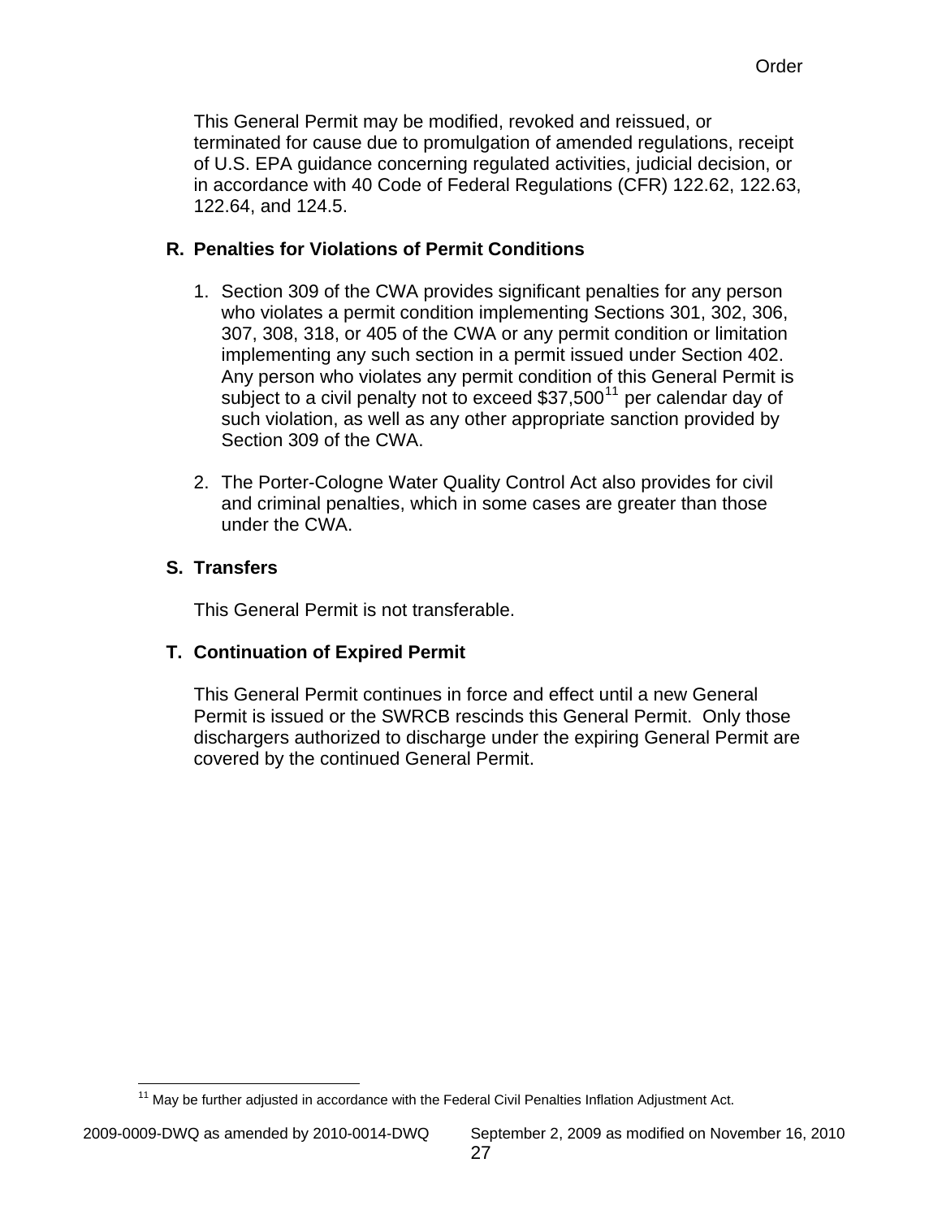This General Permit may be modified, revoked and reissued, or terminated for cause due to promulgation of amended regulations, receipt of U.S. EPA guidance concerning regulated activities, judicial decision, or in accordance with 40 Code of Federal Regulations (CFR) 122.62, 122.63, 122.64, and 124.5.

## R. Penalties for Violations of Permit Conditions

1. Section 309 of the CWA provides significant penalties for any person who violates a permit condition implementing Sections 301, 302, 306, 307, 308, 318, or 405 of the CWA or any permit condition or limitation implementing any such section in a permit issued under Section 402. Any person who violates any permit condition of this General Permit is subject to a civil penalty not to exceed $37,500[11] per calendar day of such violation, as well as any other appropriate sanction provided by Section 309 of the CWA.

2. The Porter-Cologne Water Quality Control Act also provides for civil and criminal penalties, which in some cases are greater than those under the CWA.

## S. Transfers

This General Permit is not transferable.

## T. Continuation of Expired Permit

This General Permit continues in force and effect until a new General Permit is issued or the SWRCB rescinds this General Permit. Only those dischargers authorized to discharge under the expiring General Permit are covered by the continued General Permit.

[11] May be further adjusted in accordance with the Federal Civil Penalties Inflation Adjustment Act.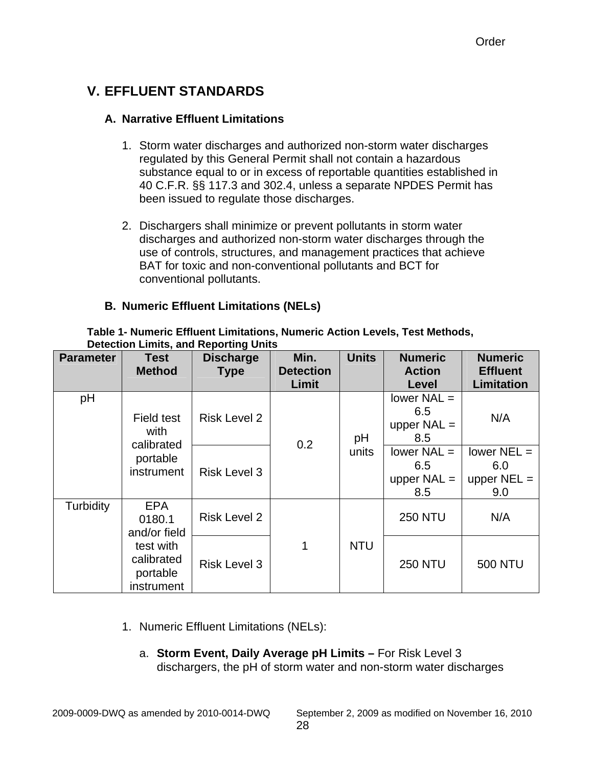## V. EFFLUENT STANDARDS

### A. Narrative Effluent Limitations

1. Storm water discharges and authorized non-storm water discharges regulated by this General Permit shall not contain a hazardous substance equal to or in excess of reportable quantities established in 40 C.F.R. §§ 117.3 and 302.4, unless a separate NPDES Permit has been issued to regulate those discharges.

2. Dischargers shall minimize or prevent pollutants in storm water discharges and authorized non-storm water discharges through the use of controls, structures, and management practices that achieve BAT for toxic and non-conventional pollutants and BCT for conventional pollutants.

### B. Numeric Effluent Limitations (NELs)

**Table 1- Numeric Effluent Limitations, Numeric Action Levels, Test Methods, Detection Limits, and Reporting Units**

| Parameter | Test Method | Discharge Type | Min. Detection Limit | Units | Numeric Action Level | Numeric Effluent Limitation |
|---|---|---|---|---|---|---|
| pH | Field test with calibrated portable instrument | Risk Level 2 | 0.2 | pH units | lower NAL = 6.5 upper NAL = 8.5 | N/A |
| | | Risk Level 3 | | | lower NAL = 6.5 upper NAL = 8.5 | lower NEL = 6.0 upper NEL = 9.0 |
| Turbidity | EPA 0180.1 and/or field test with calibrated portable instrument | Risk Level 2 | 1 | NTU | 250 NTU | N/A |
| | | Risk Level 3 | | | 250 NTU | 500 NTU |

1. Numeric Effluent Limitations (NELs):

   a. **Storm Event, Daily Average pH Limits –** For Risk Level 3 dischargers, the pH of storm water and non-storm water discharges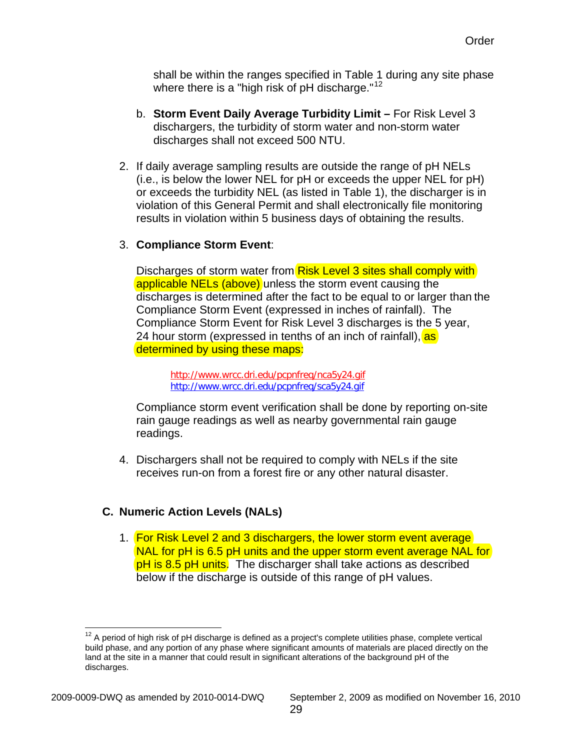shall be within the ranges specified in Table 1 during any site phase where there is a "high risk of pH discharge."[12]

b. **Storm Event Daily Average Turbidity Limit –** For Risk Level 3 dischargers, the turbidity of storm water and non-storm water discharges shall not exceed 500 NTU.

2. If daily average sampling results are outside the range of pH NELs (i.e., is below the lower NEL for pH or exceeds the upper NEL for pH) or exceeds the turbidity NEL (as listed in Table 1), the discharger is in violation of this General Permit and shall electronically file monitoring results in violation within 5 business days of obtaining the results.

3. **Compliance Storm Event**:

   Discharges of storm water from Risk Level 3 sites shall comply with applicable NELs (above) unless the storm event causing the discharges is determined after the fact to be equal to or larger than the Compliance Storm Event (expressed in inches of rainfall). The Compliance Storm Event for Risk Level 3 discharges is the 5 year, 24 hour storm (expressed in tenths of an inch of rainfall), as determined by using these maps:

   http://www.wrcc.dri.edu/pcpnfreq/nca5y24.gif
   http://www.wrcc.dri.edu/pcpnfreq/sca5y24.gif

   Compliance storm event verification shall be done by reporting on-site rain gauge readings as well as nearby governmental rain gauge readings.

4. Dischargers shall not be required to comply with NELs if the site receives run-on from a forest fire or any other natural disaster.

## C. Numeric Action Levels (NALs)

1. For Risk Level 2 and 3 dischargers, the lower storm event average NAL for pH is 6.5 pH units and the upper storm event average NAL for pH is 8.5 pH units. The discharger shall take actions as described below if the discharge is outside of this range of pH values.

---

[12] A period of high risk of pH discharge is defined as a project's complete utilities phase, complete vertical build phase, and any portion of any phase where significant amounts of materials are placed directly on the land at the site in a manner that could result in significant alterations of the background pH of the discharges.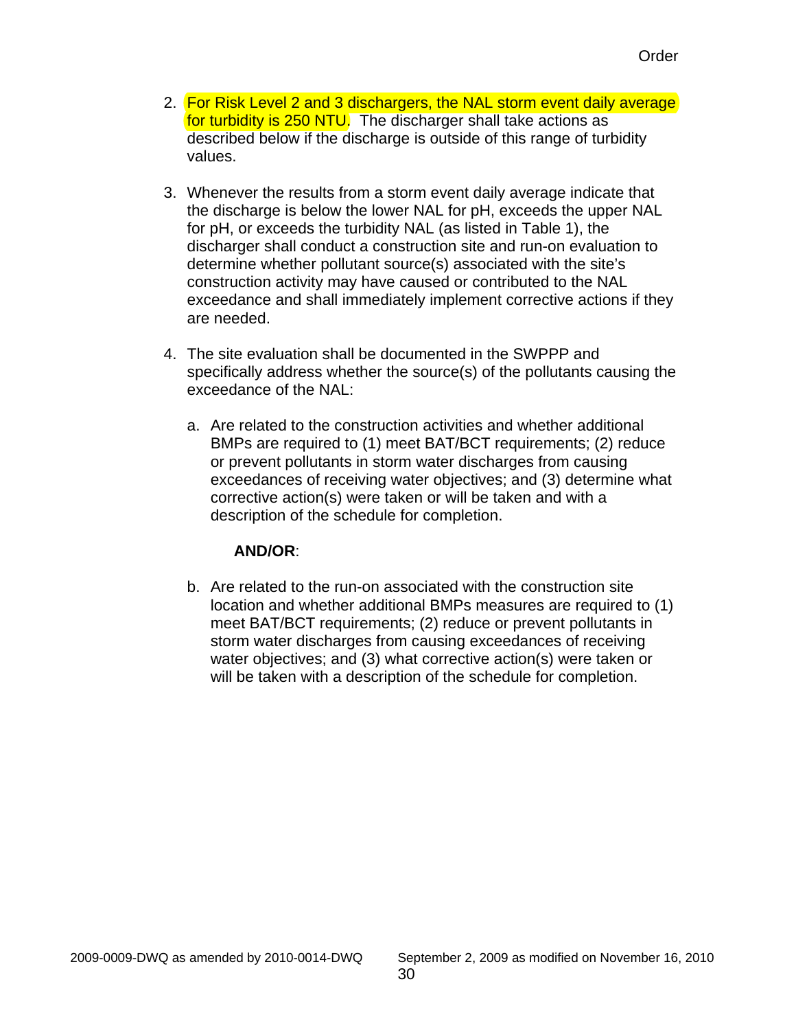2. For Risk Level 2 and 3 dischargers, the NAL storm event daily average for turbidity is 250 NTU. The discharger shall take actions as described below if the discharge is outside of this range of turbidity values.

3. Whenever the results from a storm event daily average indicate that the discharge is below the lower NAL for pH, exceeds the upper NAL for pH, or exceeds the turbidity NAL (as listed in Table 1), the discharger shall conduct a construction site and run-on evaluation to determine whether pollutant source(s) associated with the site's construction activity may have caused or contributed to the NAL exceedance and shall immediately implement corrective actions if they are needed.

4. The site evaluation shall be documented in the SWPPP and specifically address whether the source(s) of the pollutants causing the exceedance of the NAL:

   a. Are related to the construction activities and whether additional BMPs are required to (1) meet BAT/BCT requirements; (2) reduce or prevent pollutants in storm water discharges from causing exceedances of receiving water objectives; and (3) determine what corrective action(s) were taken or will be taken and with a description of the schedule for completion.

      **AND/OR**:

   b. Are related to the run-on associated with the construction site location and whether additional BMPs measures are required to (1) meet BAT/BCT requirements; (2) reduce or prevent pollutants in storm water discharges from causing exceedances of receiving water objectives; and (3) what corrective action(s) were taken or will be taken with a description of the schedule for completion.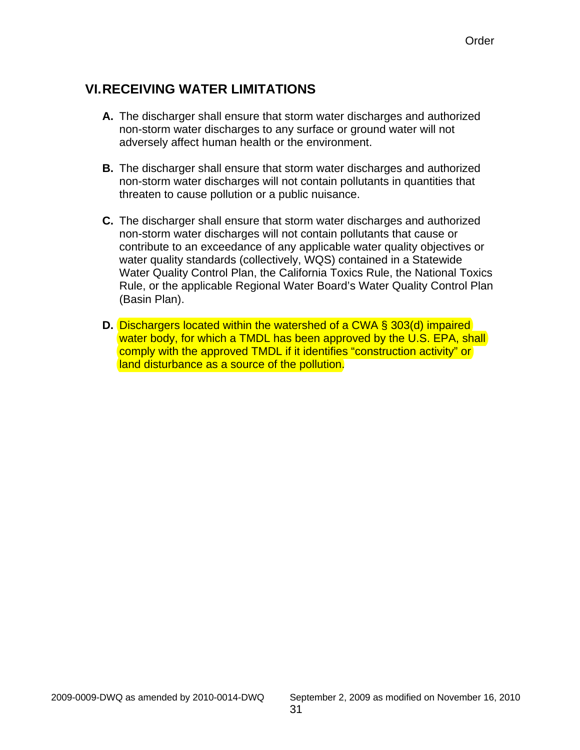## VI. RECEIVING WATER LIMITATIONS

**A.** The discharger shall ensure that storm water discharges and authorized non-storm water discharges to any surface or ground water will not adversely affect human health or the environment.

**B.** The discharger shall ensure that storm water discharges and authorized non-storm water discharges will not contain pollutants in quantities that threaten to cause pollution or a public nuisance.

**C.** The discharger shall ensure that storm water discharges and authorized non-storm water discharges will not contain pollutants that cause or contribute to an exceedance of any applicable water quality objectives or water quality standards (collectively, WQS) contained in a Statewide Water Quality Control Plan, the California Toxics Rule, the National Toxics Rule, or the applicable Regional Water Board's Water Quality Control Plan (Basin Plan).

**D.** Dischargers located within the watershed of a CWA § 303(d) impaired water body, for which a TMDL has been approved by the U.S. EPA, shall comply with the approved TMDL if it identifies "construction activity" or land disturbance as a source of the pollution.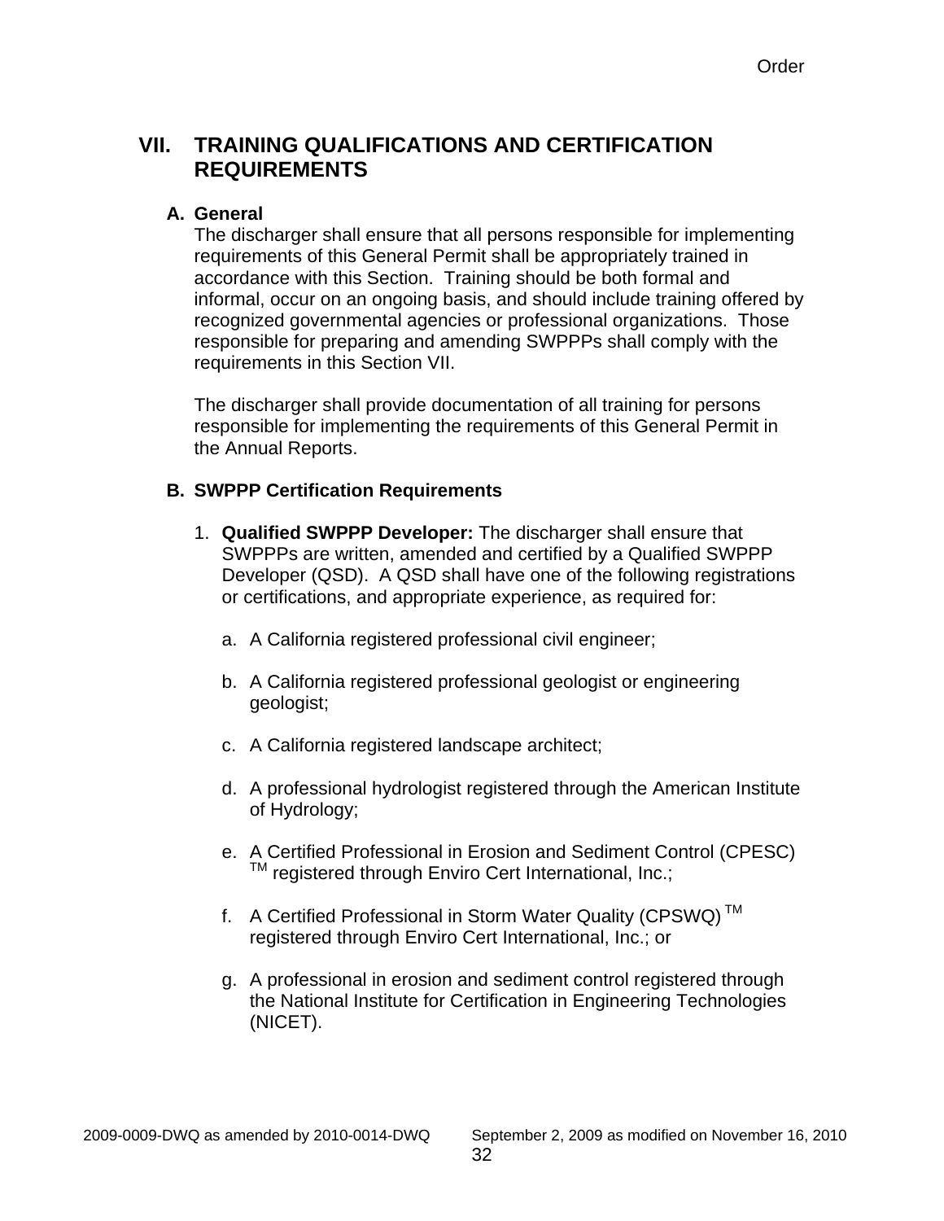## VII. TRAINING QUALIFICATIONS AND CERTIFICATION REQUIREMENTS

### A. General

The discharger shall ensure that all persons responsible for implementing requirements of this General Permit shall be appropriately trained in accordance with this Section. Training should be both formal and informal, occur on an ongoing basis, and should include training offered by recognized governmental agencies or professional organizations. Those responsible for preparing and amending SWPPPs shall comply with the requirements in this Section VII.

The discharger shall provide documentation of all training for persons responsible for implementing the requirements of this General Permit in the Annual Reports.

### B. SWPPP Certification Requirements

1. **Qualified SWPPP Developer:** The discharger shall ensure that SWPPPs are written, amended and certified by a Qualified SWPPP Developer (QSD). A QSD shall have one of the following registrations or certifications, and appropriate experience, as required for:

   a. A California registered professional civil engineer;

   b. A California registered professional geologist or engineering geologist;

   c. A California registered landscape architect;

   d. A professional hydrologist registered through the American Institute of Hydrology;

   e. A Certified Professional in Erosion and Sediment Control (CPESC) ™ registered through Enviro Cert International, Inc.;

   f. A Certified Professional in Storm Water Quality (CPSWQ) ™ registered through Enviro Cert International, Inc.; or

   g. A professional in erosion and sediment control registered through the National Institute for Certification in Engineering Technologies (NICET).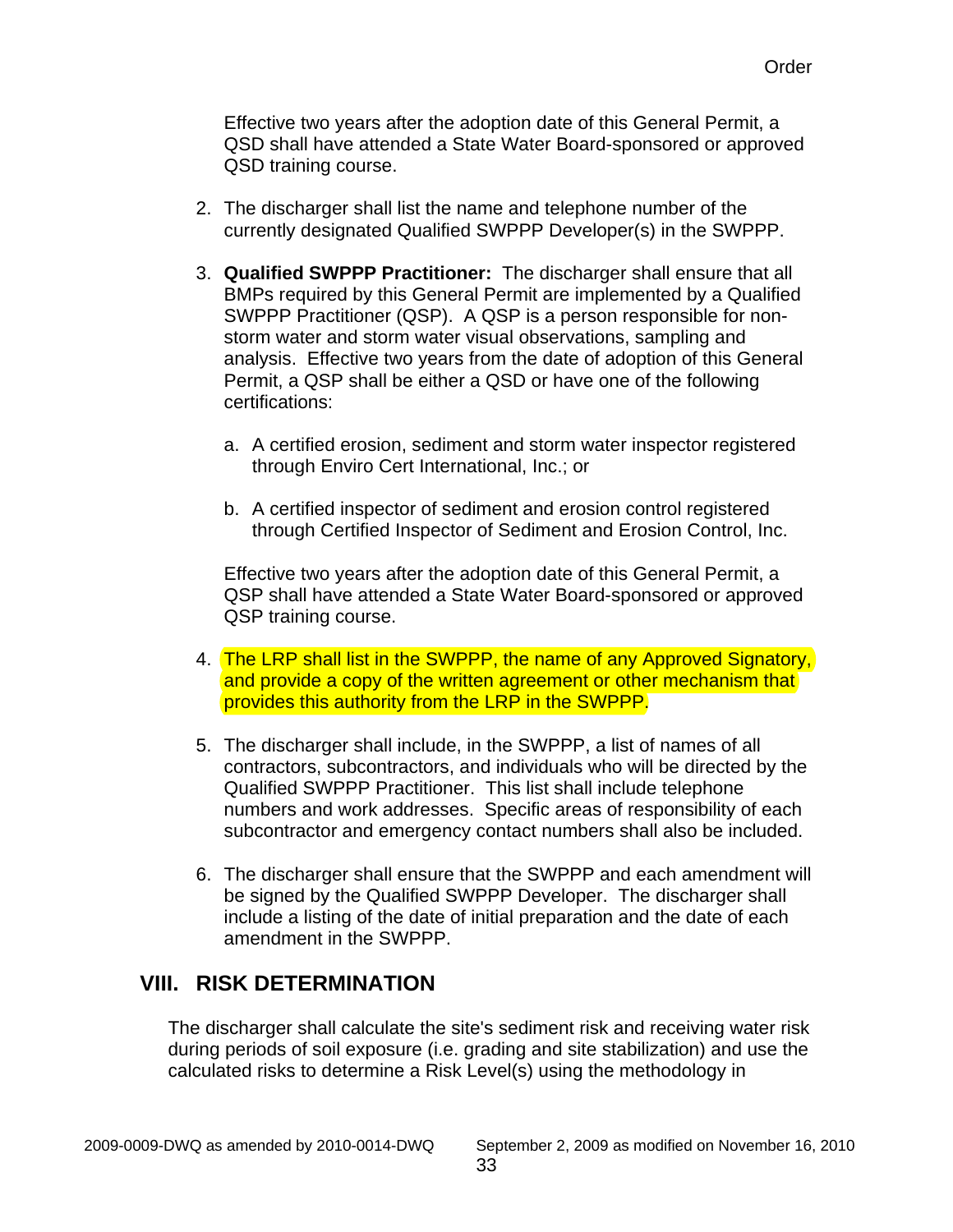Effective two years after the adoption date of this General Permit, a QSD shall have attended a State Water Board-sponsored or approved QSD training course.

2. The discharger shall list the name and telephone number of the currently designated Qualified SWPPP Developer(s) in the SWPPP.

3. **Qualified SWPPP Practitioner:** The discharger shall ensure that all BMPs required by this General Permit are implemented by a Qualified SWPPP Practitioner (QSP). A QSP is a person responsible for non-storm water and storm water visual observations, sampling and analysis. Effective two years from the date of adoption of this General Permit, a QSP shall be either a QSD or have one of the following certifications:

   a. A certified erosion, sediment and storm water inspector registered through Enviro Cert International, Inc.; or

   b. A certified inspector of sediment and erosion control registered through Certified Inspector of Sediment and Erosion Control, Inc.

   Effective two years after the adoption date of this General Permit, a QSP shall have attended a State Water Board-sponsored or approved QSP training course.

4. The LRP shall list in the SWPPP, the name of any Approved Signatory, and provide a copy of the written agreement or other mechanism that provides this authority from the LRP in the SWPPP.

5. The discharger shall include, in the SWPPP, a list of names of all contractors, subcontractors, and individuals who will be directed by the Qualified SWPPP Practitioner. This list shall include telephone numbers and work addresses. Specific areas of responsibility of each subcontractor and emergency contact numbers shall also be included.

6. The discharger shall ensure that the SWPPP and each amendment will be signed by the Qualified SWPPP Developer. The discharger shall include a listing of the date of initial preparation and the date of each amendment in the SWPPP.

## VIII. RISK DETERMINATION

The discharger shall calculate the site's sediment risk and receiving water risk during periods of soil exposure (i.e. grading and site stabilization) and use the calculated risks to determine a Risk Level(s) using the methodology in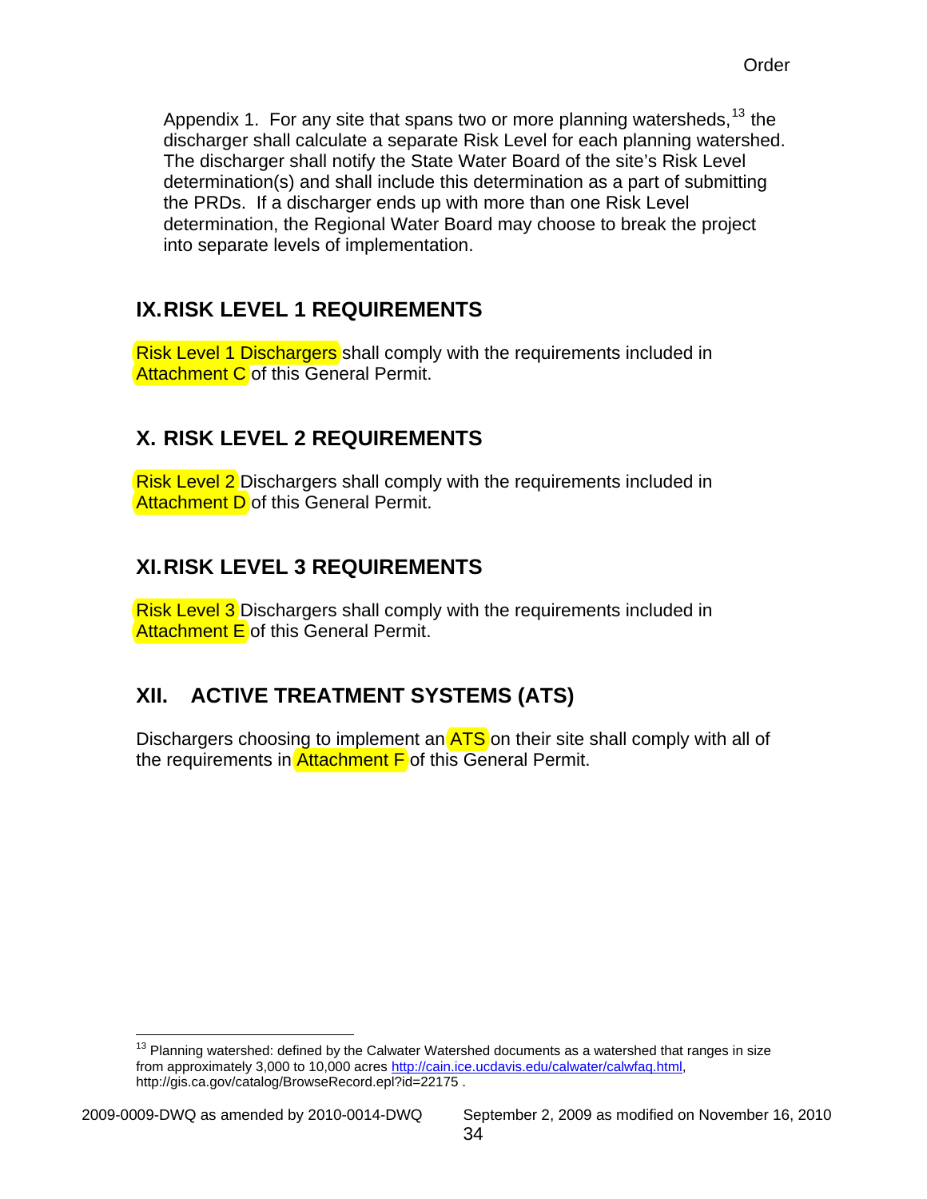Appendix 1. For any site that spans two or more planning watersheds,[13] the discharger shall calculate a separate Risk Level for each planning watershed. The discharger shall notify the State Water Board of the site's Risk Level determination(s) and shall include this determination as a part of submitting the PRDs. If a discharger ends up with more than one Risk Level determination, the Regional Water Board may choose to break the project into separate levels of implementation.

## IX. RISK LEVEL 1 REQUIREMENTS

Risk Level 1 Dischargers shall comply with the requirements included in Attachment C of this General Permit.

## X. RISK LEVEL 2 REQUIREMENTS

Risk Level 2 Dischargers shall comply with the requirements included in Attachment D of this General Permit.

## XI. RISK LEVEL 3 REQUIREMENTS

Risk Level 3 Dischargers shall comply with the requirements included in Attachment E of this General Permit.

## XII. ACTIVE TREATMENT SYSTEMS (ATS)

Dischargers choosing to implement an ATS on their site shall comply with all of the requirements in Attachment F of this General Permit.

---

[13] Planning watershed: defined by the Calwater Watershed documents as a watershed that ranges in size from approximately 3,000 to 10,000 acres http://cain.ice.ucdavis.edu/calwater/calwfaq.html, http://gis.ca.gov/catalog/BrowseRecord.epl?id=22175 .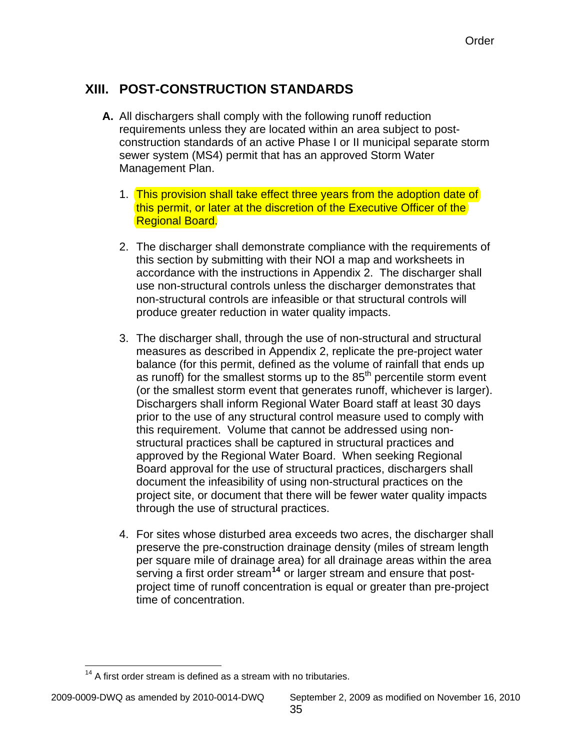## XIII. POST-CONSTRUCTION STANDARDS

**A.** All dischargers shall comply with the following runoff reduction requirements unless they are located within an area subject to post-construction standards of an active Phase I or II municipal separate storm sewer system (MS4) permit that has an approved Storm Water Management Plan.

1. This provision shall take effect three years from the adoption date of this permit, or later at the discretion of the Executive Officer of the Regional Board.

2. The discharger shall demonstrate compliance with the requirements of this section by submitting with their NOI a map and worksheets in accordance with the instructions in Appendix 2. The discharger shall use non-structural controls unless the discharger demonstrates that non-structural controls are infeasible or that structural controls will produce greater reduction in water quality impacts.

3. The discharger shall, through the use of non-structural and structural measures as described in Appendix 2, replicate the pre-project water balance (for this permit, defined as the volume of rainfall that ends up as runoff) for the smallest storms up to the $85^{th}$ percentile storm event (or the smallest storm event that generates runoff, whichever is larger). Dischargers shall inform Regional Water Board staff at least 30 days prior to the use of any structural control measure used to comply with this requirement. Volume that cannot be addressed using non-structural practices shall be captured in structural practices and approved by the Regional Water Board. When seeking Regional Board approval for the use of structural practices, dischargers shall document the infeasibility of using non-structural practices on the project site, or document that there will be fewer water quality impacts through the use of structural practices.

4. For sites whose disturbed area exceeds two acres, the discharger shall preserve the pre-construction drainage density (miles of stream length per square mile of drainage area) for all drainage areas within the area serving a first order stream[14] or larger stream and ensure that post-project time of runoff concentration is equal or greater than pre-project time of concentration.

---

[14] A first order stream is defined as a stream with no tributaries.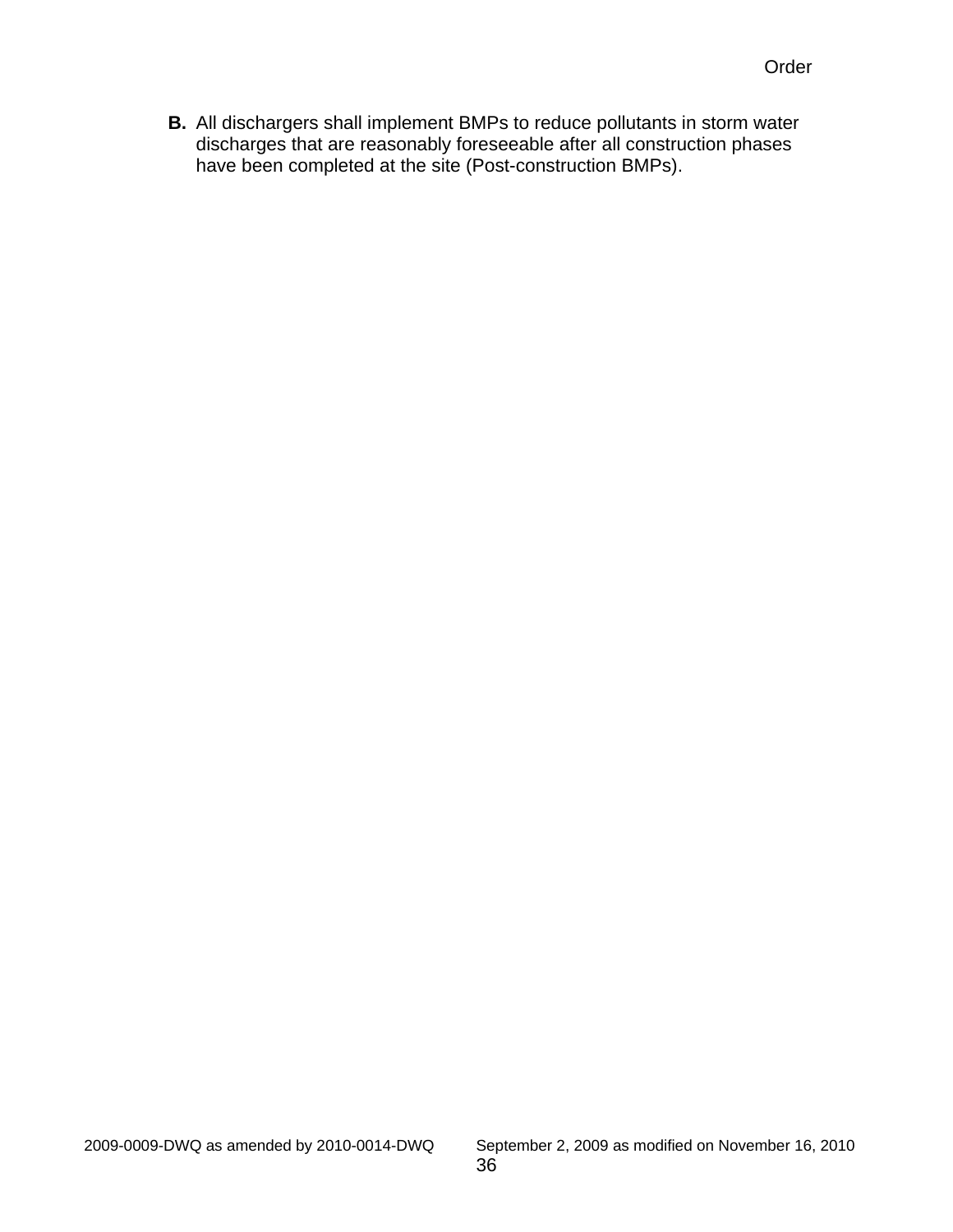**B.** All dischargers shall implement BMPs to reduce pollutants in storm water discharges that are reasonably foreseeable after all construction phases have been completed at the site (Post-construction BMPs).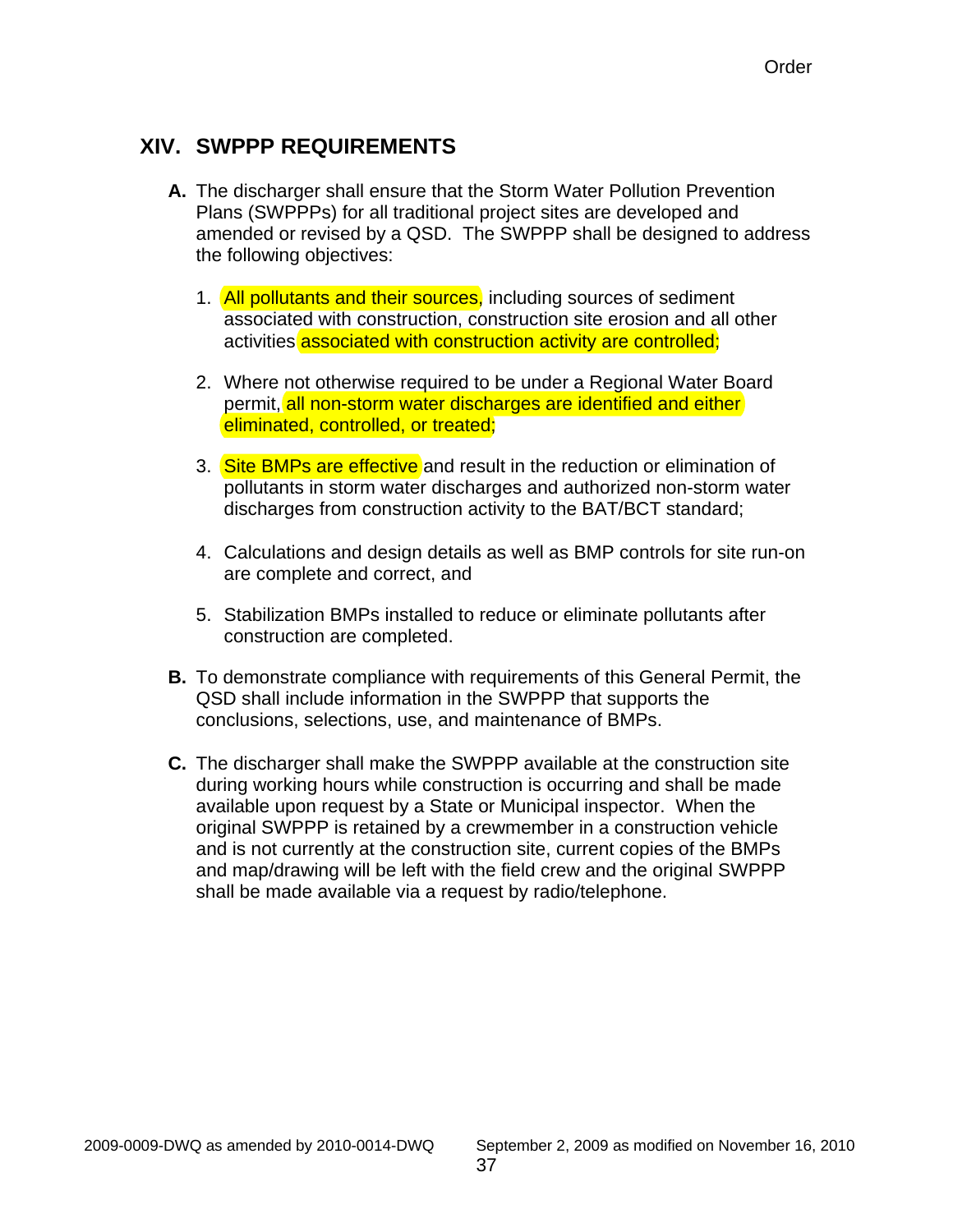## XIV. SWPPP REQUIREMENTS

**A.** The discharger shall ensure that the Storm Water Pollution Prevention Plans (SWPPPs) for all traditional project sites are developed and amended or revised by a QSD. The SWPPP shall be designed to address the following objectives:

1. All pollutants and their sources, including sources of sediment associated with construction, construction site erosion and all other activities associated with construction activity are controlled;

2. Where not otherwise required to be under a Regional Water Board permit, all non-storm water discharges are identified and either eliminated, controlled, or treated;

3. Site BMPs are effective and result in the reduction or elimination of pollutants in storm water discharges and authorized non-storm water discharges from construction activity to the BAT/BCT standard;

4. Calculations and design details as well as BMP controls for site run-on are complete and correct, and

5. Stabilization BMPs installed to reduce or eliminate pollutants after construction are completed.

**B.** To demonstrate compliance with requirements of this General Permit, the QSD shall include information in the SWPPP that supports the conclusions, selections, use, and maintenance of BMPs.

**C.** The discharger shall make the SWPPP available at the construction site during working hours while construction is occurring and shall be made available upon request by a State or Municipal inspector. When the original SWPPP is retained by a crewmember in a construction vehicle and is not currently at the construction site, current copies of the BMPs and map/drawing will be left with the field crew and the original SWPPP shall be made available via a request by radio/telephone.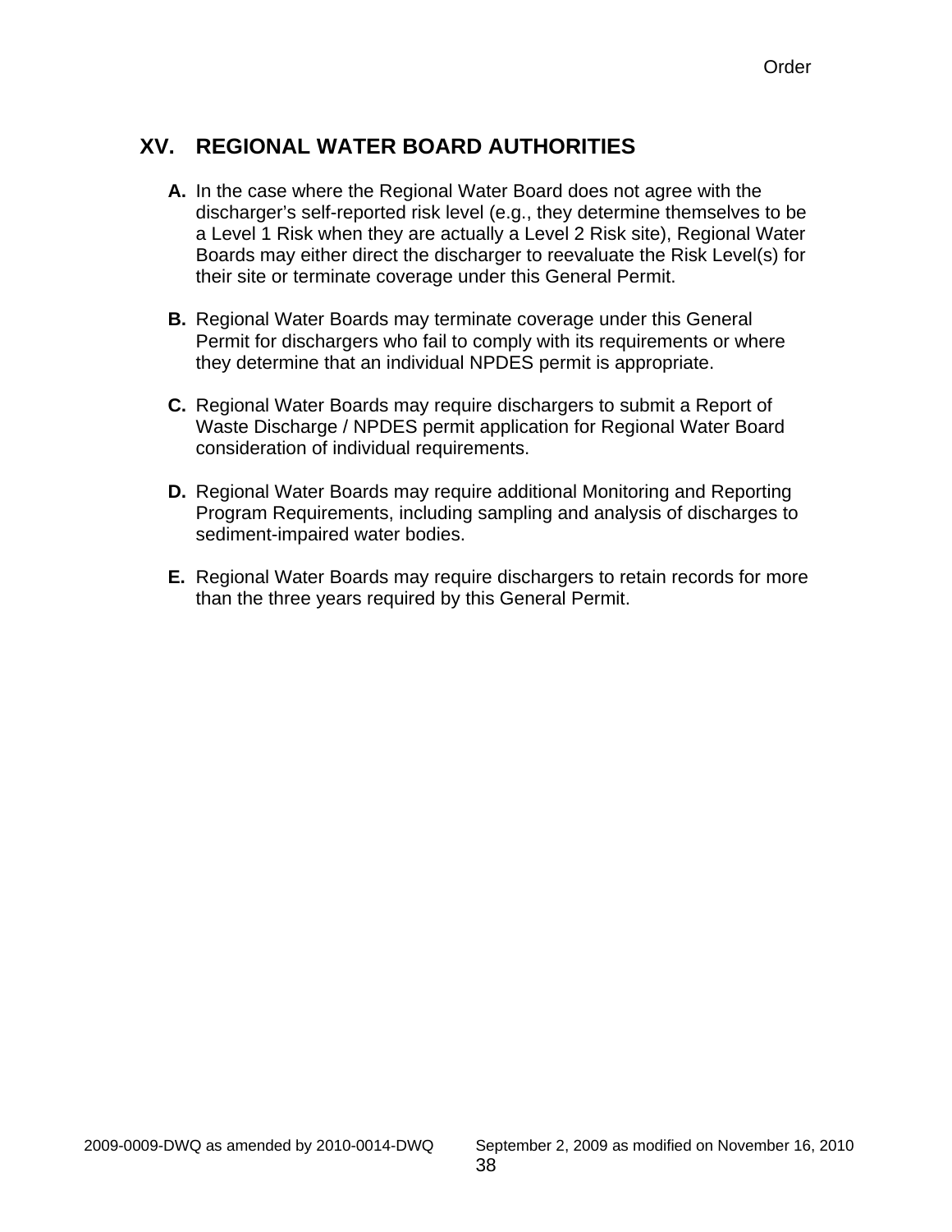## XV. REGIONAL WATER BOARD AUTHORITIES

**A.** In the case where the Regional Water Board does not agree with the discharger's self-reported risk level (e.g., they determine themselves to be a Level 1 Risk when they are actually a Level 2 Risk site), Regional Water Boards may either direct the discharger to reevaluate the Risk Level(s) for their site or terminate coverage under this General Permit.

**B.** Regional Water Boards may terminate coverage under this General Permit for dischargers who fail to comply with its requirements or where they determine that an individual NPDES permit is appropriate.

**C.** Regional Water Boards may require dischargers to submit a Report of Waste Discharge / NPDES permit application for Regional Water Board consideration of individual requirements.

**D.** Regional Water Boards may require additional Monitoring and Reporting Program Requirements, including sampling and analysis of discharges to sediment-impaired water bodies.

**E.** Regional Water Boards may require dischargers to retain records for more than the three years required by this General Permit.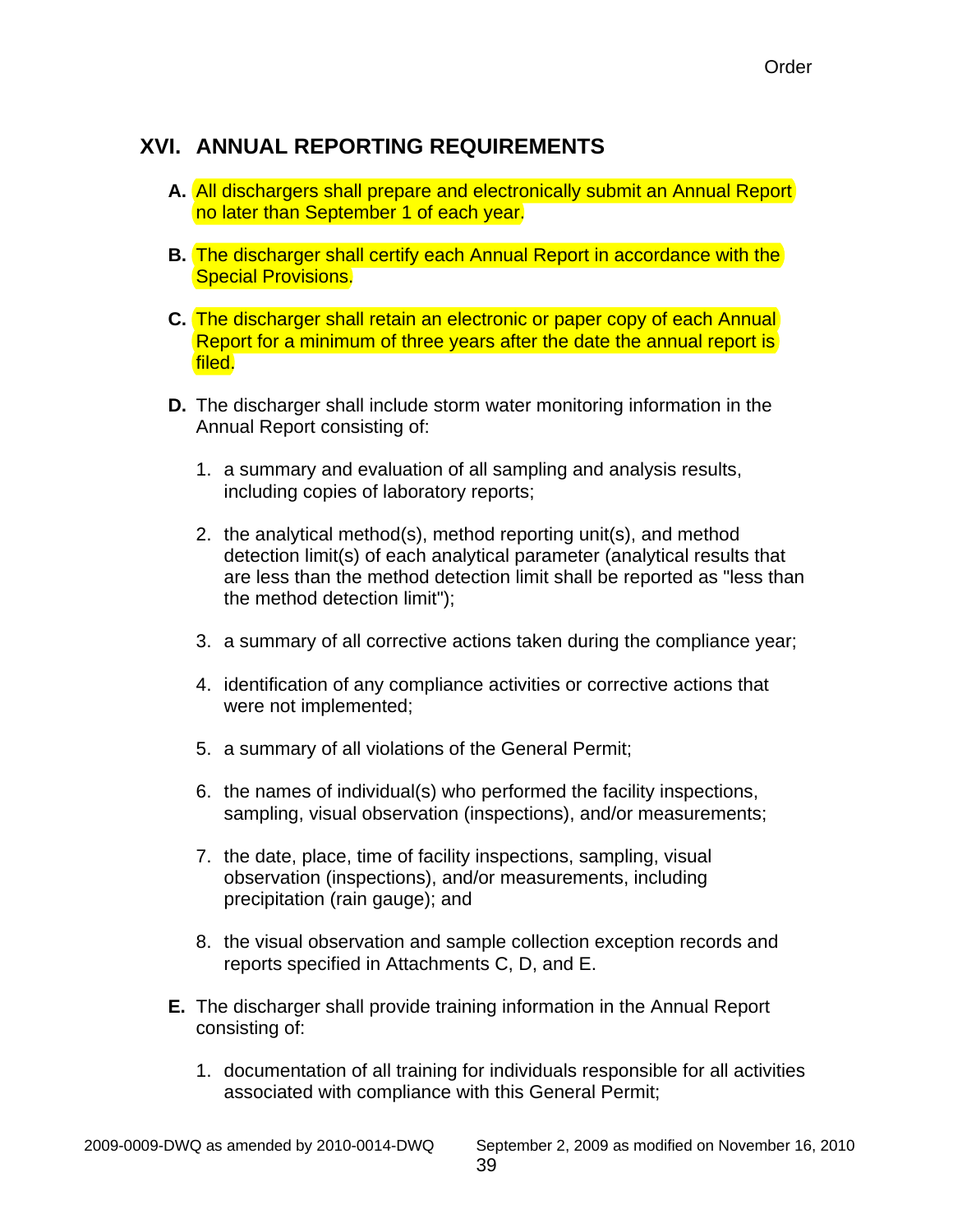## XVI. ANNUAL REPORTING REQUIREMENTS

**A.** All dischargers shall prepare and electronically submit an Annual Report no later than September 1 of each year.

**B.** The discharger shall certify each Annual Report in accordance with the Special Provisions.

**C.** The discharger shall retain an electronic or paper copy of each Annual Report for a minimum of three years after the date the annual report is filed.

**D.** The discharger shall include storm water monitoring information in the Annual Report consisting of:

1. a summary and evaluation of all sampling and analysis results, including copies of laboratory reports;

2. the analytical method(s), method reporting unit(s), and method detection limit(s) of each analytical parameter (analytical results that are less than the method detection limit shall be reported as "less than the method detection limit");

3. a summary of all corrective actions taken during the compliance year;

4. identification of any compliance activities or corrective actions that were not implemented;

5. a summary of all violations of the General Permit;

6. the names of individual(s) who performed the facility inspections, sampling, visual observation (inspections), and/or measurements;

7. the date, place, time of facility inspections, sampling, visual observation (inspections), and/or measurements, including precipitation (rain gauge); and

8. the visual observation and sample collection exception records and reports specified in Attachments C, D, and E.

**E.** The discharger shall provide training information in the Annual Report consisting of:

1. documentation of all training for individuals responsible for all activities associated with compliance with this General Permit;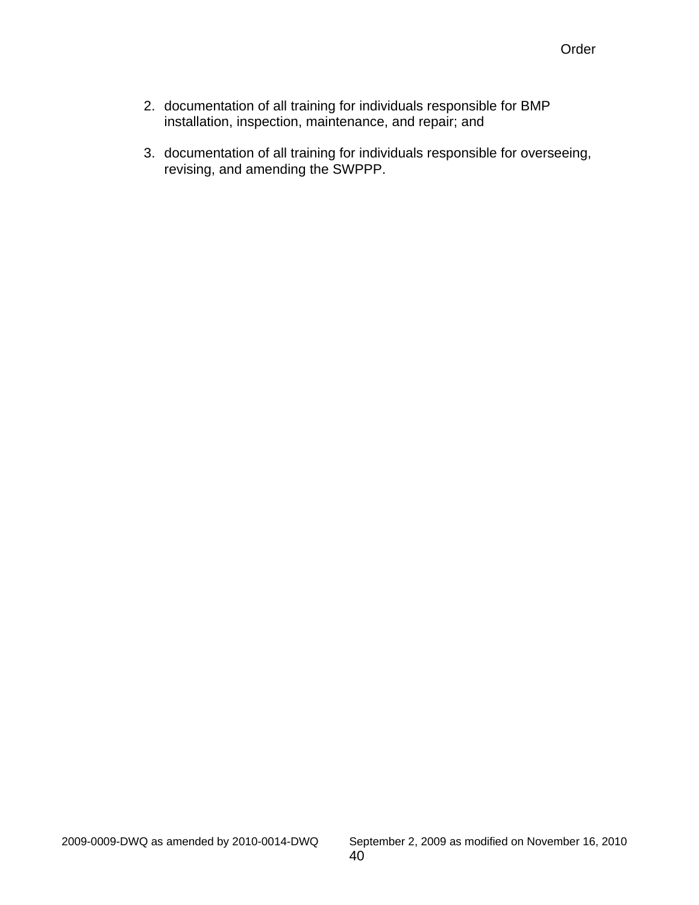2. documentation of all training for individuals responsible for BMP installation, inspection, maintenance, and repair; and

3. documentation of all training for individuals responsible for overseeing, revising, and amending the SWPPP.